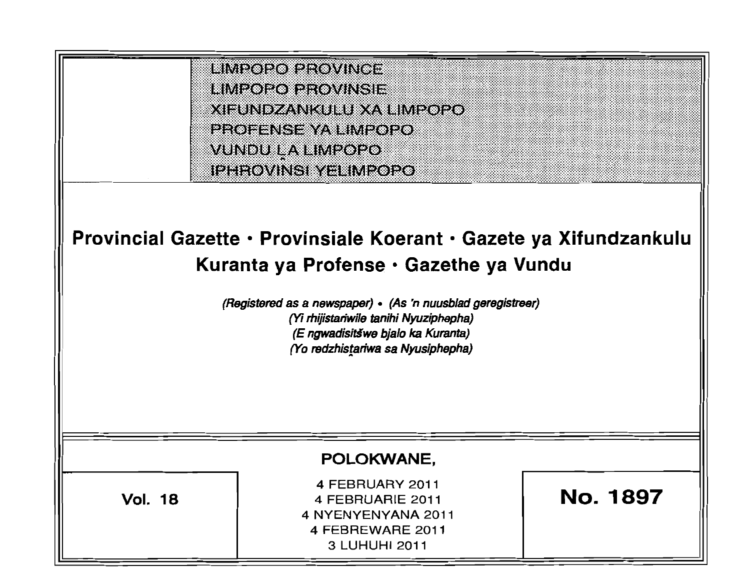LIMPOPO PROVINCE
LIMPOPO PROVINSIE
XIFUNDZANKULU XA LIMPOPO
PROFENSE YA LIMPOPO
VUNDU LA LIMPOPO
IPHROVINSI YELIMPOPO

# Provincial Gazette · Provinsiale Koerant · Gazete ya Xifundzankulu Kuranta ya Profense · Gazethe ya Vundu

*(Registered as a newspaper) • (As 'n nuusblad geregistreer)*
*(Yi rhijistariwile tanihi Nyuziphepha)*
*(E ngwadisitšwe bjalo ka Kuranta)*
*(Yo redzhistariwa sa Nyusiphepha)*

**POLOKWANE,**

**Vol. 18**

4 FEBRUARY 2011
4 FEBRUARIE 2011
4 NYENYENYANA 2011
4 FEBREWARE 2011
3 LUHUHI 2011

**No. 1897**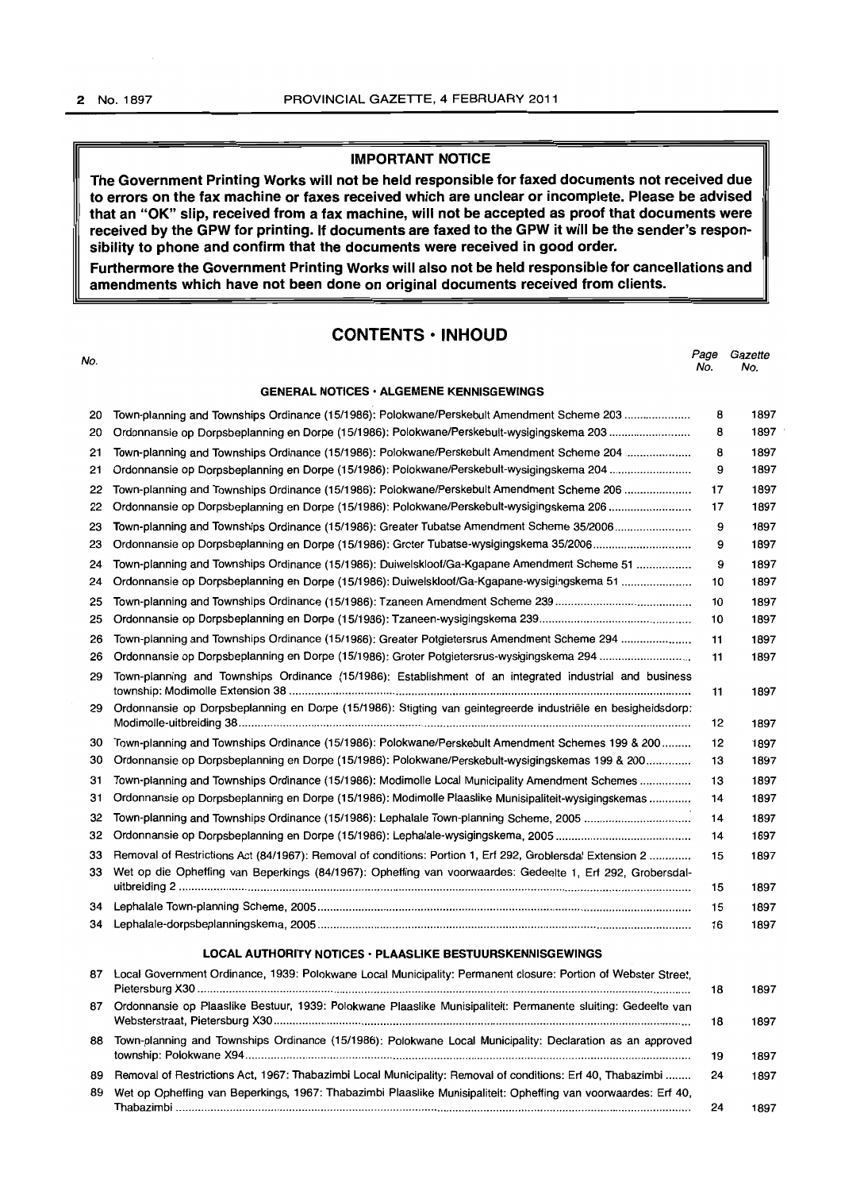**IMPORTANT NOTICE**

**The Government Printing Works will not be held responsible for faxed documents not received due to errors on the fax machine or faxes received which are unclear or incomplete. Please be advised that an "OK" slip, received from a fax machine, will not be accepted as proof that documents were received by the GPW for printing. If documents are faxed to the GPW it will be the sender's responsibility to phone and confirm that the documents were received in good order.**

**Furthermore the Government Printing Works will also not be held responsible for cancellations and amendments which have not been done on original documents received from clients.**

## CONTENTS · INHOUD

| No. | | Page No. | Gazette No. |
|---|---|---|---|
| | **GENERAL NOTICES · ALGEMENE KENNISGEWINGS** | | |
| 20 | Town-planning and Townships Ordinance (15/1986): Polokwane/Perskebult Amendment Scheme 203 | 8 | 1897 |
| 20 | Ordonnansie op Dorpsbeplanning en Dorpe (15/1986): Polokwane/Perskebult-wysigingskema 203 | 8 | 1897 |
| 21 | Town-planning and Townships Ordinance (15/1986): Polokwane/Perskebult Amendment Scheme 204 | 8 | 1897 |
| 21 | Ordonnansie op Dorpsbeplanning en Dorpe (15/1986): Polokwane/Perskebult-wysigingskema 204 | 9 | 1897 |
| 22 | Town-planning and Townships Ordinance (15/1986): Polokwane/Perskebult Amendment Scheme 206 | 17 | 1897 |
| 22 | Ordonnansie op Dorpsbeplanning en Dorpe (15/1986): Polokwane/Perskebult-wysigingskema 206 | 17 | 1897 |
| 23 | Town-planning and Townships Ordinance (15/1986): Greater Tubatse Amendment Scheme 35/2006 | 9 | 1897 |
| 23 | Ordonnansie op Dorpsbeplanning en Dorpe (15/1986): Groter Tubatse-wysigingskema 35/2006 | 9 | 1897 |
| 24 | Town-planning and Townships Ordinance (15/1986): Duiwelskloof/Ga-Kgapane Amendment Scheme 51 | 9 | 1897 |
| 24 | Ordonnansie op Dorpsbeplanning en Dorpe (15/1986): Duiwelskloof/Ga-Kgapane-wysigingskema 51 | 10 | 1897 |
| 25 | Town-planning and Townships Ordinance (15/1986): Tzaneen Amendment Scheme 239 | 10 | 1897 |
| 25 | Ordonnansie op Dorpsbeplanning en Dorpe (15/1986): Tzaneen-wysigingskema 239 | 10 | 1897 |
| 26 | Town-planning and Townships Ordinance (15/1986): Greater Potgietersrus Amendment Scheme 294 | 11 | 1897 |
| 26 | Ordonnansie op Dorpsbeplanning en Dorpe (15/1986): Groter Potgietersrus-wysigingskema 294 | 11 | 1897 |
| 29 | Town-planning and Townships Ordinance (15/1986): Establishment of an integrated industrial and business township: Modimolle Extension 38 | 11 | 1897 |
| 29 | Ordonnansie op Dorpsbeplanning en Dorpe (15/1986): Stigting van geïntegreerde industriële en besigheidsdorp: Modimolle-uitbreiding 38 | 12 | 1897 |
| 30 | Town-planning and Townships Ordinance (15/1986): Polokwane/Perskebult Amendment Schemes 199 & 200 | 12 | 1897 |
| 30 | Ordonnansie op Dorpsbeplanning en Dorpe (15/1986): Polokwane/Perskebult-wysigingskemas 199 & 200 | 13 | 1897 |
| 31 | Town-planning and Townships Ordinance (15/1986): Modimolle Local Municipality Amendment Schemes | 13 | 1897 |
| 31 | Ordonnansie op Dorpsbeplanning en Dorpe (15/1986): Modimolle Plaaslike Munisipaliteit-wysigingskemas | 14 | 1897 |
| 32 | Town-planning and Townships Ordinance (15/1986): Lephalale Town-planning Scheme, 2005 | 14 | 1897 |
| 32 | Ordonnansie op Dorpsbeplanning en Dorpe (15/1986): Lephalale-wysigingskema, 2005 | 14 | 1897 |
| 33 | Removal of Restrictions Act (84/1967): Removal of conditions: Portion 1, Erf 292, Groblersdal Extension 2 | 15 | 1897 |
| 33 | Wet op die Opheffing van Beperkings (84/1967): Opheffing van voorwaardes: Gedeelte 1, Erf 292, Grobersdal-uitbreiding 2 | 15 | 1897 |
| 34 | Lephalale Town-planning Scheme, 2005 | 15 | 1897 |
| 34 | Lephalale-dorpsbeplanningskema, 2005 | 16 | 1897 |
| | **LOCAL AUTHORITY NOTICES · PLAASLIKE BESTUURSKENNISGEWINGS** | | |
| 87 | Local Government Ordinance, 1939: Polokwane Local Municipality: Permanent closure: Portion of Webster Street, Pietersburg X30 | 18 | 1897 |
| 87 | Ordonnansie op Plaaslike Bestuur, 1939: Polokwane Plaaslike Munisipaliteit: Permanente sluiting: Gedeelte van Websterstraat, Pietersburg X30 | 18 | 1897 |
| 88 | Town-planning and Townships Ordinance (15/1986): Polokwane Local Municipality: Declaration as an approved township: Polokwane X94 | 19 | 1897 |
| 89 | Removal of Restrictions Act, 1967: Thabazimbi Local Municipality: Removal of conditions: Erf 40, Thabazimbi | 24 | 1897 |
| 89 | Wet op Opheffing van Beperkings, 1967: Thabazimbi Plaaslike Munisipaliteit: Opheffing van voorwaardes: Erf 40, Thabazimbi | 24 | 1897 |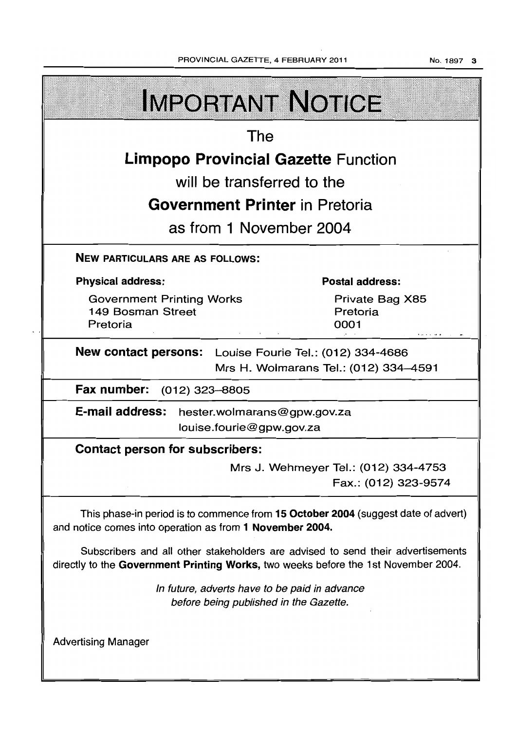# IMPORTANT NOTICE

The

**Limpopo Provincial Gazette** Function

will be transferred to the

**Government Printer** in Pretoria

as from 1 November 2004

**NEW PARTICULARS ARE AS FOLLOWS:**

**Physical address:**

Government Printing Works
149 Bosman Street
Pretoria

**Postal address:**

Private Bag X85
Pretoria
0001

**New contact persons:** Louise Fourie Tel.: (012) 334-4686
Mrs H. Wolmarans Tel.: (012) 334-4591

**Fax number:** (012) 323-8805

**E-mail address:** hester.wolmarans@gpw.gov.za
louise.fourie@gpw.gov.za

**Contact person for subscribers:**

Mrs J. Wehmeyer Tel.: (012) 334-4753
Fax.: (012) 323-9574

This phase-in period is to commence from **15 October 2004** (suggest date of advert) and notice comes into operation as from **1 November 2004.**

Subscribers and all other stakeholders are advised to send their advertisements directly to the **Government Printing Works,** two weeks before the 1st November 2004.

*In future, adverts have to be paid in advance before being published in the Gazette.*

Advertising Manager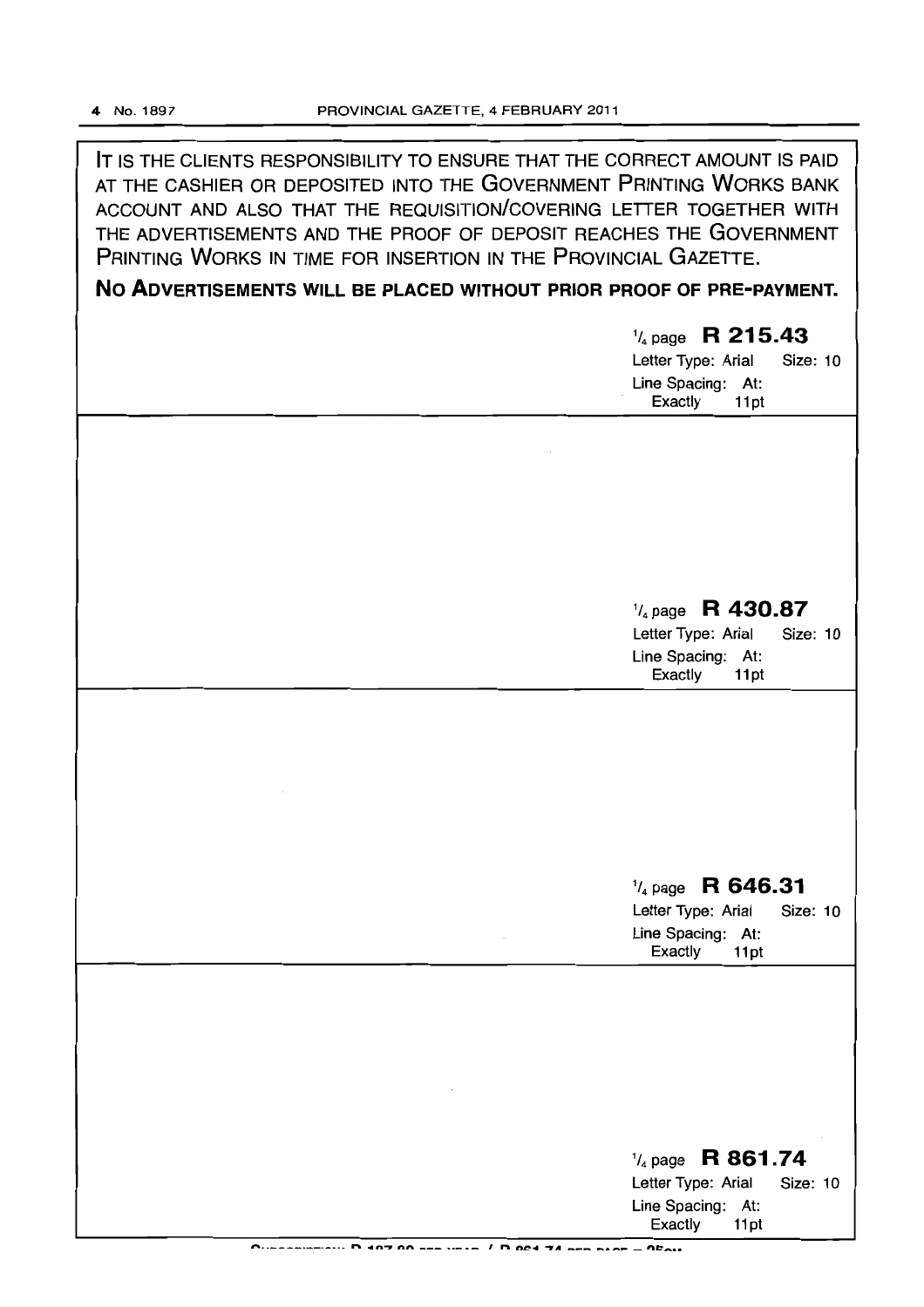IT IS THE CLIENTS RESPONSIBILITY TO ENSURE THAT THE CORRECT AMOUNT IS PAID AT THE CASHIER OR DEPOSITED INTO THE GOVERNMENT PRINTING WORKS BANK ACCOUNT AND ALSO THAT THE REQUISITION/COVERING LETTER TOGETHER WITH THE ADVERTISEMENTS AND THE PROOF OF DEPOSIT REACHES THE GOVERNMENT PRINTING WORKS IN TIME FOR INSERTION IN THE PROVINCIAL GAZETTE.

**NO ADVERTISEMENTS WILL BE PLACED WITHOUT PRIOR PROOF OF PRE-PAYMENT.**

| |
|---|
| 1/4 page **R 215.43**<br>Letter Type: Arial Size: 10<br>Line Spacing: At: Exactly 11pt |
| 1/4 page **R 430.87**<br>Letter Type: Arial Size: 10<br>Line Spacing: At: Exactly 11pt |
| 1/4 page **R 646.31**<br>Letter Type: Arial Size: 10<br>Line Spacing: At: Exactly 11pt |
| 1/4 page **R 861.74**<br>Letter Type: Arial Size: 10<br>Line Spacing: At: Exactly 11pt |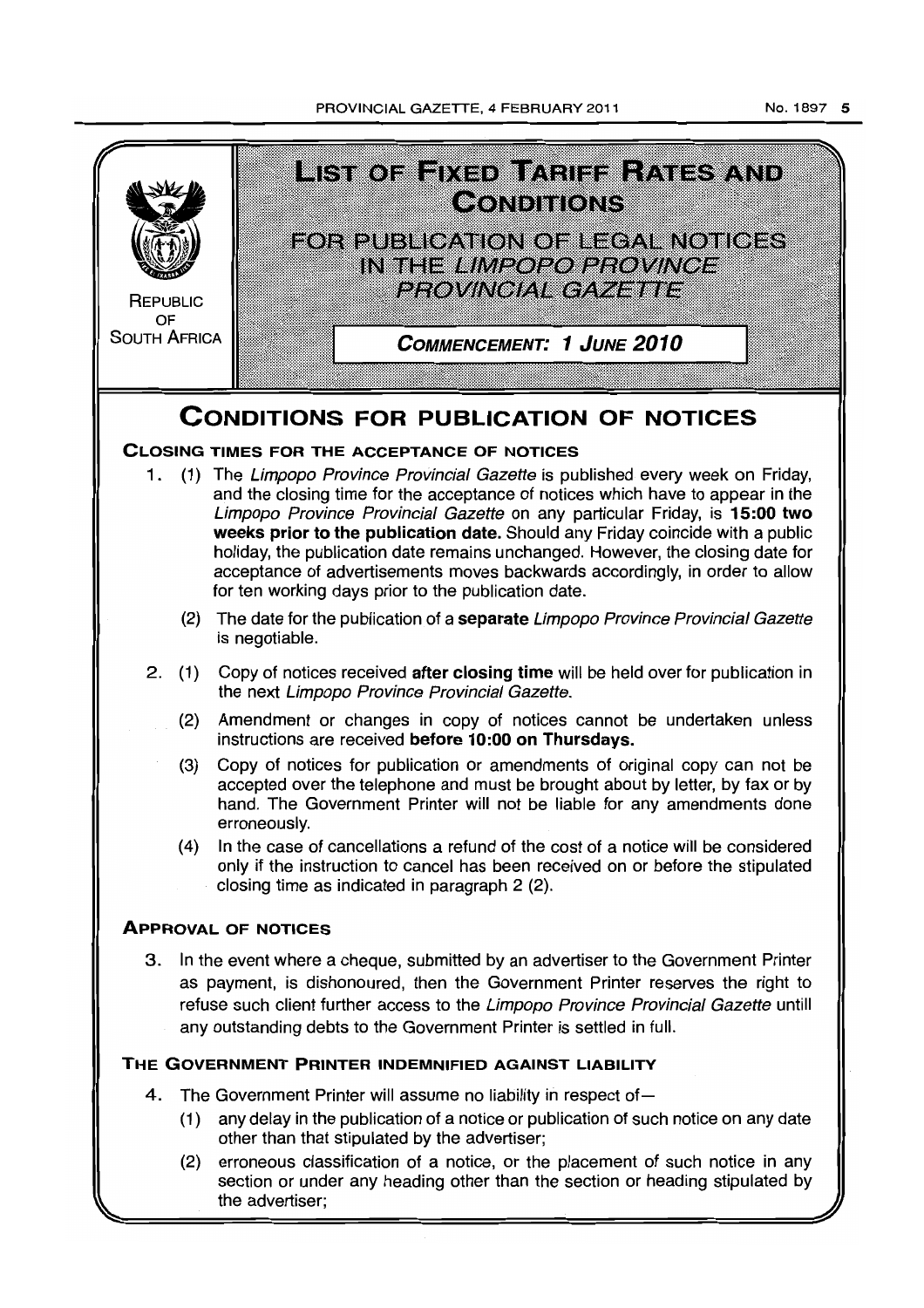REPUBLIC OF SOUTH AFRICA

# LIST OF FIXED TARIFF RATES AND CONDITIONS

## FOR PUBLICATION OF LEGAL NOTICES IN THE *LIMPOPO PROVINCE PROVINCIAL GAZETTE*

**COMMENCEMENT: 1 JUNE 2010**

# CONDITIONS FOR PUBLICATION OF NOTICES

### CLOSING TIMES FOR THE ACCEPTANCE OF NOTICES

1. (1) The *Limpopo Province Provincial Gazette* is published every week on Friday, and the closing time for the acceptance of notices which have to appear in the *Limpopo Province Provincial Gazette* on any particular Friday, is **15:00 two weeks prior to the publication date.** Should any Friday coincide with a public holiday, the publication date remains unchanged. However, the closing date for acceptance of advertisements moves backwards accordingly, in order to allow for ten working days prior to the publication date.

   (2) The date for the publication of a **separate** *Limpopo Province Provincial Gazette* is negotiable.

2. (1) Copy of notices received **after closing time** will be held over for publication in the next *Limpopo Province Provincial Gazette*.

   (2) Amendment or changes in copy of notices cannot be undertaken unless instructions are received **before 10:00 on Thursdays.**

   (3) Copy of notices for publication or amendments of original copy can not be accepted over the telephone and must be brought about by letter, by fax or by hand. The Government Printer will not be liable for any amendments done erroneously.

   (4) In the case of cancellations a refund of the cost of a notice will be considered only if the instruction to cancel has been received on or before the stipulated closing time as indicated in paragraph 2 (2).

### APPROVAL OF NOTICES

3. In the event where a cheque, submitted by an advertiser to the Government Printer as payment, is dishonoured, then the Government Printer reserves the right to refuse such client further access to the *Limpopo Province Provincial Gazette* untill any outstanding debts to the Government Printer is settled in full.

### THE GOVERNMENT PRINTER INDEMNIFIED AGAINST LIABILITY

4. The Government Printer will assume no liability in respect of—

   (1) any delay in the publication of a notice or publication of such notice on any date other than that stipulated by the advertiser;

   (2) erroneous classification of a notice, or the placement of such notice in any section or under any heading other than the section or heading stipulated by the advertiser;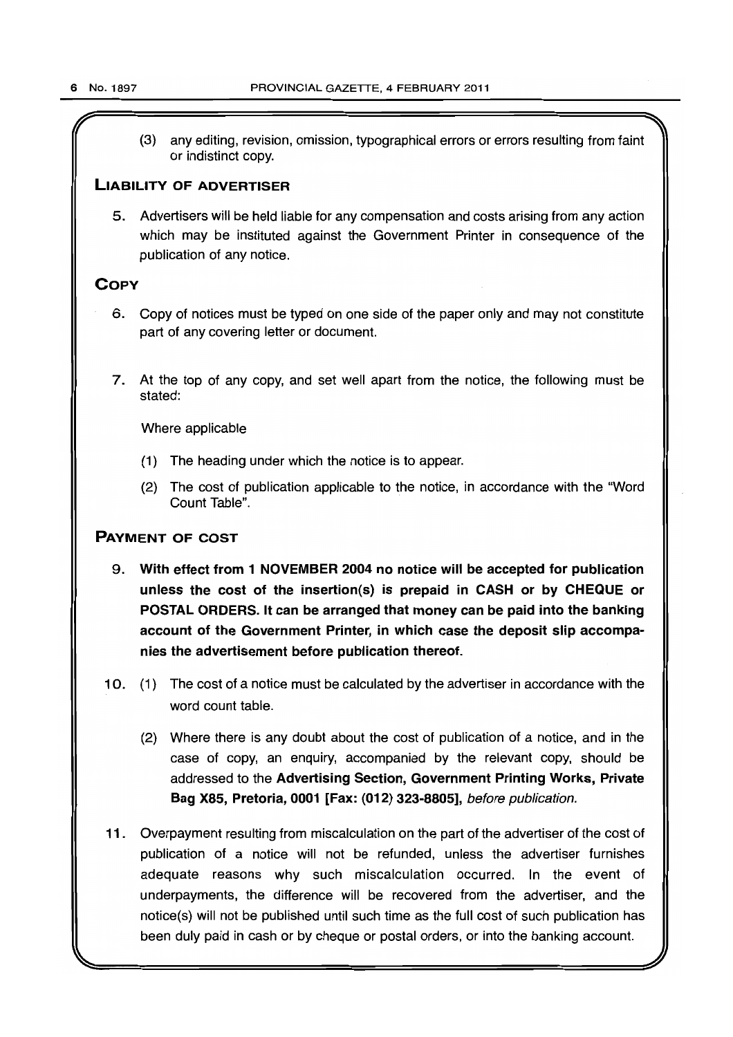(3) any editing, revision, omission, typographical errors or errors resulting from faint or indistinct copy.

## LIABILITY OF ADVERTISER

5. Advertisers will be held liable for any compensation and costs arising from any action which may be instituted against the Government Printer in consequence of the publication of any notice.

## COPY

6. Copy of notices must be typed on one side of the paper only and may not constitute part of any covering letter or document.

7. At the top of any copy, and set well apart from the notice, the following must be stated:

   Where applicable

   (1) The heading under which the notice is to appear.

   (2) The cost of publication applicable to the notice, in accordance with the "Word Count Table".

## PAYMENT OF COST

9. **With effect from 1 NOVEMBER 2004 no notice will be accepted for publication unless the cost of the insertion(s) is prepaid in CASH or by CHEQUE or POSTAL ORDERS. It can be arranged that money can be paid into the banking account of the Government Printer, in which case the deposit slip accompanies the advertisement before publication thereof.**

10. (1) The cost of a notice must be calculated by the advertiser in accordance with the word count table.

    (2) Where there is any doubt about the cost of publication of a notice, and in the case of copy, an enquiry, accompanied by the relevant copy, should be addressed to the **Advertising Section, Government Printing Works, Private Bag X85, Pretoria, 0001 [Fax: (012) 323-8805],** *before publication.*

11. Overpayment resulting from miscalculation on the part of the advertiser of the cost of publication of a notice will not be refunded, unless the advertiser furnishes adequate reasons why such miscalculation occurred. In the event of underpayments, the difference will be recovered from the advertiser, and the notice(s) will not be published until such time as the full cost of such publication has been duly paid in cash or by cheque or postal orders, or into the banking account.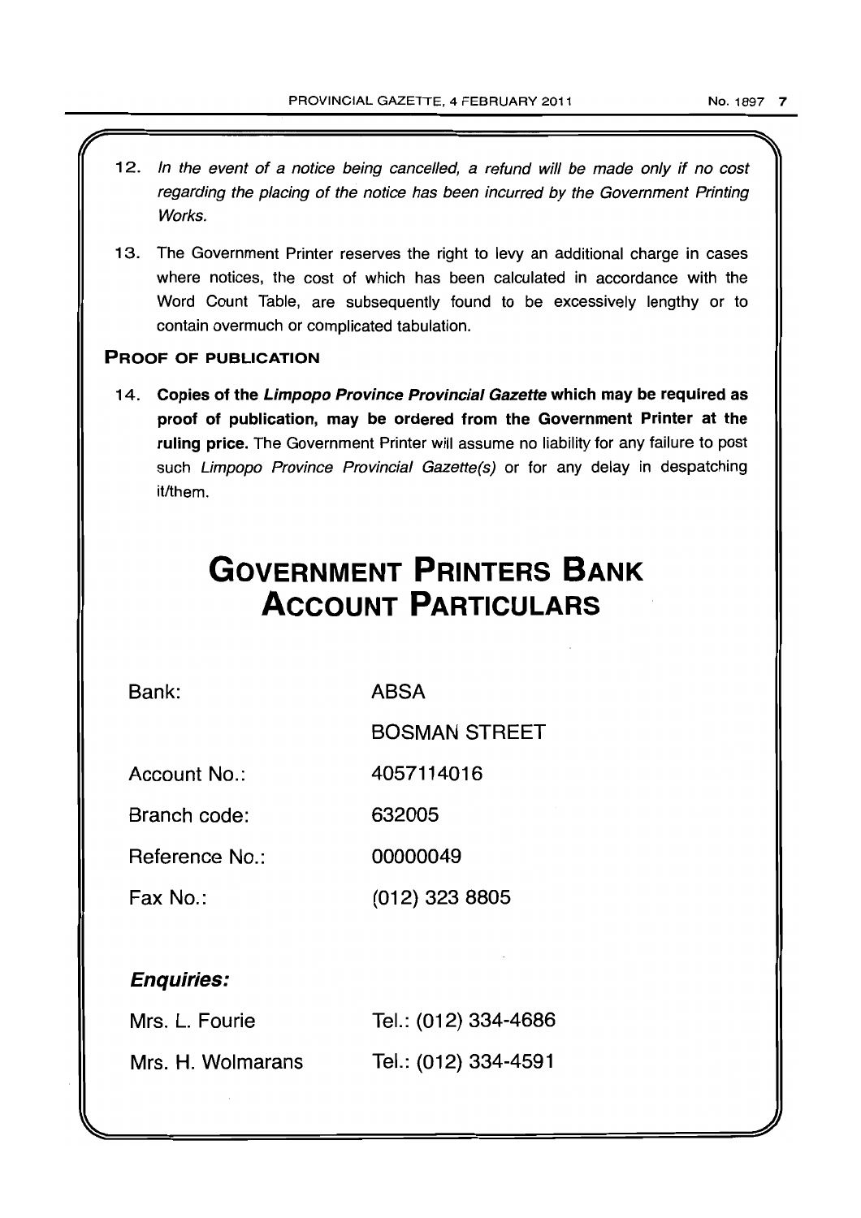12. *In the event of a notice being cancelled, a refund will be made only if no cost regarding the placing of the notice has been incurred by the Government Printing Works.*

13. The Government Printer reserves the right to levy an additional charge in cases where notices, the cost of which has been calculated in accordance with the Word Count Table, are subsequently found to be excessively lengthy or to contain overmuch or complicated tabulation.

**PROOF OF PUBLICATION**

14. **Copies of the *Limpopo Province Provincial Gazette* which may be required as proof of publication, may be ordered from the Government Printer at the ruling price.** The Government Printer will assume no liability for any failure to post such *Limpopo Province Provincial Gazette(s)* or for any delay in despatching it/them.

# GOVERNMENT PRINTERS BANK ACCOUNT PARTICULARS

| | |
|---|---|
| Bank: | ABSA |
| | BOSMAN STREET |
| Account No.: | 4057114016 |
| Branch code: | 632005 |
| Reference No.: | 00000049 |
| Fax No.: | (012) 323 8805 |

***Enquiries:***

| | |
|---|---|
| Mrs. L. Fourie | Tel.: (012) 334-4686 |
| Mrs. H. Wolmarans | Tel.: (012) 334-4591 |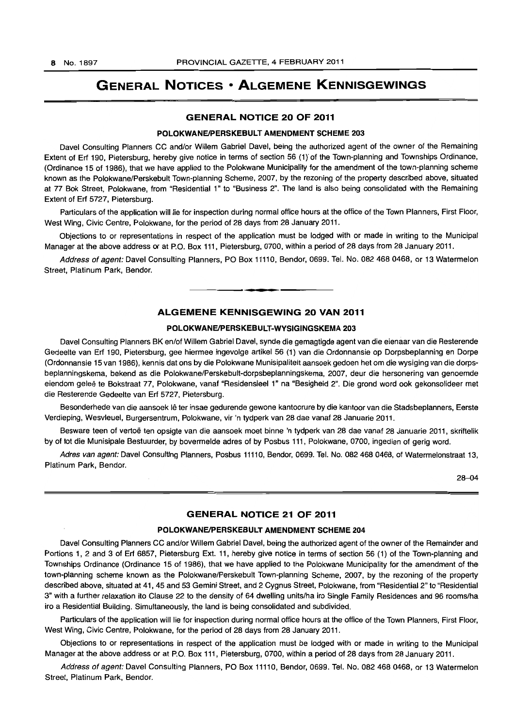# GENERAL NOTICES • ALGEMENE KENNISGEWINGS

## GENERAL NOTICE 20 OF 2011

### POLOKWANE/PERSKEBULT AMENDMENT SCHEME 203

Davel Consulting Planners CC and/or Willem Gabriel Davel, being the authorized agent of the owner of the Remaining Extent of Erf 190, Pietersburg, hereby give notice in terms of section 56 (1) of the Town-planning and Townships Ordinance, (Ordinance 15 of 1986), that we have applied to the Polokwane Municipality for the amendment of the town-planning scheme known as the Polokwane/Perskebult Town-planning Scheme, 2007, by the rezoning of the property described above, situated at 77 Bok Street, Polokwane, from "Residential 1" to "Business 2". The land is also being consolidated with the Remaining Extent of Erf 5727, Pietersburg.

Particulars of the application will lie for inspection during normal office hours at the office of the Town Planners, First Floor, West Wing, Civic Centre, Polokwane, for the period of 28 days from 28 January 2011.

Objections to or representations in respect of the application must be lodged with or made in writing to the Municipal Manager at the above address or at P.O. Box 111, Pietersburg, 0700, within a period of 28 days from 28 January 2011.

*Address of agent:* Davel Consulting Planners, PO Box 11110, Bendor, 0699. Tel. No. 082 468 0468, or 13 Watermelon Street, Platinum Park, Bendor.

---

## ALGEMENE KENNISGEWING 20 VAN 2011

### POLOKWANE/PERSKEBULT-WYSIGINGSKEMA 203

Davel Consulting Planners BK en/of Willem Gabriel Davel, synde die gemagtigde agent van die eienaar van die Resterende Gedeelte van Erf 190, Pietersburg, gee hiermee ingevolge artikel 56 (1) van die Ordonnansie op Dorpsbeplanning en Dorpe (Ordonnansie 15 van 1986), kennis dat ons by die Polokwane Munisipaliteit aansoek gedoen het om die wysiging van die dorpsbeplanningskema, bekend as die Polokwane/Perskebult-dorpsbeplanningskema, 2007, deur die hersonering van genoemde eiendom geleë te Bokstraat 77, Polokwane, vanaf "Residensieel 1" na "Besigheid 2". Die grond word ook gekonsolideer met die Resterende Gedeelte van Erf 5727, Pietersburg.

Besonderhede van die aansoek lê ter insae gedurende gewone kantoorure by die kantoor van die Stadsbeplanners, Eerste Verdieping, Wesvleuel, Burgersentrum, Polokwane, vir 'n tydperk van 28 dae vanaf 28 Januarie 2011.

Besware teen of vertoë ten opsigte van die aansoek moet binne 'n tydperk van 28 dae vanaf 28 Januarie 2011, skriftelik by of tot die Munisipale Bestuurder, by bovermelde adres of by Posbus 111, Polokwane, 0700, ingedien of gerig word.

*Adres van agent:* Davel Consulting Planners, Posbus 11110, Bendor, 0699. Tel. No. 082 468 0468, of Watermelonstraat 13, Platinum Park, Bendor.

28–04

---

## GENERAL NOTICE 21 OF 2011

### POLOKWANE/PERSKEBULT AMENDMENT SCHEME 204

Davel Consulting Planners CC and/or Willem Gabriel Davel, being the authorized agent of the owner of the Remainder and Portions 1, 2 and 3 of Erf 6857, Pietersburg Ext. 11, hereby give notice in terms of section 56 (1) of the Town-planning and Townships Ordinance (Ordinance 15 of 1986), that we have applied to the Polokwane Municipality for the amendment of the town-planning scheme known as the Polokwane/Perskebult Town-planning Scheme, 2007, by the rezoning of the property described above, situated at 41, 45 and 53 Gemini Street, and 2 Cygnus Street, Polokwane, from "Residential 2" to "Residential 3" with a further relaxation ito Clause 22 to the density of 64 dwelling units/ha iro Single Family Residences and 96 rooms/ha iro a Residential Building. Simultaneously, the land is being consolidated and subdivided.

Particulars of the application will lie for inspection during normal office hours at the office of the Town Planners, First Floor, West Wing, Civic Centre, Polokwane, for the period of 28 days from 28 January 2011.

Objections to or representations in respect of the application must be lodged with or made in writing to the Municipal Manager at the above address or at P.O. Box 111, Pietersburg, 0700, within a period of 28 days from 28 January 2011.

*Address of agent:* Davel Consulting Planners, PO Box 11110, Bendor, 0699. Tel. No. 082 468 0468, or 13 Watermelon Street, Platinum Park, Bendor.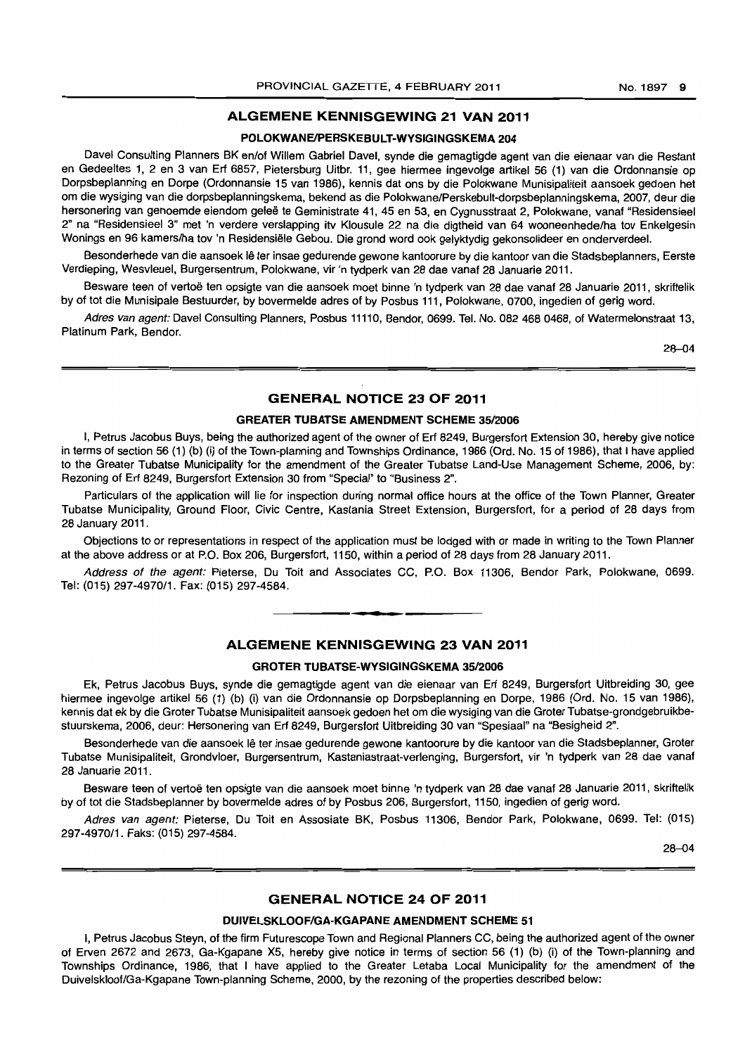## ALGEMENE KENNISGEWING 21 VAN 2011

### POLOKWANE/PERSKEBULT-WYSIGINGSKEMA 204

Davel Consulting Planners BK en/of Willem Gabriel Davel, synde die gemagtigde agent van die eienaar van die Restant en Gedeeltes 1, 2 en 3 van Erf 6857, Pietersburg Uitbr. 11, gee hiermee ingevolge artikel 56 (1) van die Ordonnansie op Dorpsbeplanning en Dorpe (Ordonnansie 15 van 1986), kennis dat ons by die Polokwane Munisipaliteit aansoek gedoen het om die wysiging van die dorpsbeplanningskema, bekend as die Polokwane/Perskebult-dorpsbeplanningskema, 2007, deur die hersonering van genoemde eiendom geleë te Geministrate 41, 45 en 53, en Cygnusstraat 2, Polokwane, vanaf "Residensieel 2" na "Residensieel 3" met 'n verdere verslapping itv Klousule 22 na die digtheid van 64 wooneenhede/ha tov Enkelgesin Wonings en 96 kamers/ha tov 'n Residensiële Gebou. Die grond word ook gelyktydig gekonsolideer en onderverdeel.

Besonderhede van die aansoek lê ter insae gedurende gewone kantoorure by die kantoor van die Stadsbeplanners, Eerste Verdieping, Wesvleuel, Burgersentrum, Polokwane, vir 'n tydperk van 28 dae vanaf 28 Januarie 2011.

Besware teen of vertoë ten opsigte van die aansoek moet binne 'n tydperk van 28 dae vanaf 28 Januarie 2011, skriftelik by of tot die Munisipale Bestuurder, by bovermelde adres of by Posbus 111, Polokwane, 0700, ingedien of gerig word.

*Adres van agent:* Davel Consulting Planners, Posbus 11110, Bendor, 0699. Tel. No. 082 468 0468, of Watermelonstraat 13, Platinum Park, Bendor.

28–04

## GENERAL NOTICE 23 OF 2011

### GREATER TUBATSE AMENDMENT SCHEME 35/2006

I, Petrus Jacobus Buys, being the authorized agent of the owner of Erf 8249, Burgersfort Extension 30, hereby give notice in terms of section 56 (1) (b) (i) of the Town-planning and Townships Ordinance, 1986 (Ord. No. 15 of 1986), that I have applied to the Greater Tubatse Municipality for the amendment of the Greater Tubatse Land-Use Management Scheme, 2006, by: Rezoning of Erf 8249, Burgersfort Extension 30 from "Special" to "Business 2".

Particulars of the application will lie for inspection during normal office hours at the office of the Town Planner, Greater Tubatse Municipality, Ground Floor, Civic Centre, Kastania Street Extension, Burgersfort, for a period of 28 days from 28 January 2011.

Objections to or representations in respect of the application must be lodged with or made in writing to the Town Planner at the above address or at P.O. Box 206, Burgersfort, 1150, within a period of 28 days from 28 January 2011.

*Address of the agent:* Pieterse, Du Toit and Associates CC, P.O. Box 11306, Bendor Park, Polokwane, 0699. Tel: (015) 297-4970/1. Fax: (015) 297-4584.

## ALGEMENE KENNISGEWING 23 VAN 2011

### GROTER TUBATSE-WYSIGINGSKEMA 35/2006

Ek, Petrus Jacobus Buys, synde die gemagtigde agent van die eienaar van Erf 8249, Burgersfort Uitbreiding 30, gee hiermee ingevolge artikel 56 (1) (b) (i) van die Ordonnansie op Dorpsbeplanning en Dorpe, 1986 (Ord. No. 15 van 1986), kennis dat ek by die Groter Tubatse Munisipaliteit aansoek gedoen het om die wysiging van die Groter Tubatse-grondgebruikbestuurskema, 2006, deur: Hersonering van Erf 8249, Burgersfort Uitbreiding 30 van "Spesiaal" na "Besigheid 2".

Besonderhede van die aansoek lê ter insae gedurende gewone kantoorure by die kantoor van die Stadsbeplanner, Groter Tubatse Munisipaliteit, Grondvloer, Burgersentrum, Kastaniastraat-verlenging, Burgersfort, vir 'n tydperk van 28 dae vanaf 28 Januarie 2011.

Besware teen of vertoë ten opsigte van die aansoek moet binne 'n tydperk van 28 dae vanaf 28 Januarie 2011, skriftelik by of tot die Stadsbeplanner by bovermelde adres of by Posbus 206, Burgersfort, 1150, ingedien of gerig word.

*Adres van agent:* Pieterse, Du Toit en Assosiate BK, Posbus 11306, Bendor Park, Polokwane, 0699. Tel: (015) 297-4970/1. Faks: (015) 297-4584.

28–04

## GENERAL NOTICE 24 OF 2011

### DUIVELSKLOOF/GA-KGAPANE AMENDMENT SCHEME 51

I, Petrus Jacobus Steyn, of the firm Futurescope Town and Regional Planners CC, being the authorized agent of the owner of Erven 2672 and 2673, Ga-Kgapane X5, hereby give notice in terms of section 56 (1) (b) (i) of the Town-planning and Townships Ordinance, 1986, that I have applied to the Greater Letaba Local Municipality for the amendment of the Duivelskloof/Ga-Kgapane Town-planning Scheme, 2000, by the rezoning of the properties described below: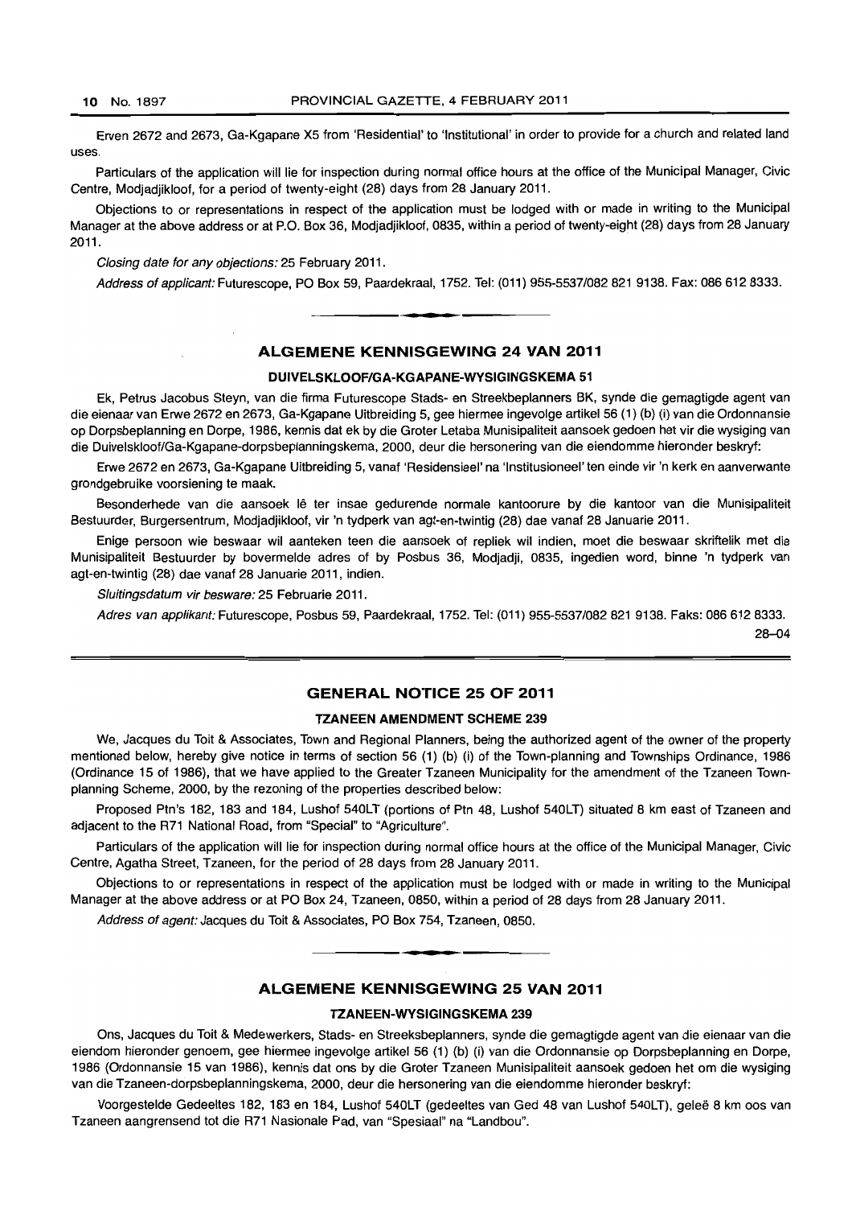Erven 2672 and 2673, Ga-Kgapane X5 from 'Residential' to 'Institutional' in order to provide for a church and related land uses.

Particulars of the application will lie for inspection during normal office hours at the office of the Municipal Manager, Civic Centre, Modjadjikloof, for a period of twenty-eight (28) days from 28 January 2011.

Objections to or representations in respect of the application must be lodged with or made in writing to the Municipal Manager at the above address or at P.O. Box 36, Modjadjikloof, 0835, within a period of twenty-eight (28) days from 28 January 2011.

*Closing date for any objections:* 25 February 2011.

*Address of applicant:* Futurescope, PO Box 59, Paardekraal, 1752. Tel: (011) 955-5537/082 821 9138. Fax: 086 612 8333.

## ALGEMENE KENNISGEWING 24 VAN 2011

### DUIVELSKLOOF/GA-KGAPANE-WYSIGINGSKEMA 51

Ek, Petrus Jacobus Steyn, van die firma Futurescope Stads- en Streekbeplanners BK, synde die gemagtigde agent van die eienaar van Erwe 2672 en 2673, Ga-Kgapane Uitbreiding 5, gee hiermee ingevolge artikel 56 (1) (b) (i) van die Ordonnansie op Dorpsbeplanning en Dorpe, 1986, kennis dat ek by die Groter Letaba Munisipaliteit aansoek gedoen het vir die wysiging van die Duivelskloof/Ga-Kgapane-dorpsbeplanningskema, 2000, deur die hersonering van die eiendomme hieronder beskryf:

Erwe 2672 en 2673, Ga-Kgapane Uitbreiding 5, vanaf 'Residensieel' na 'Institusioneel' ten einde vir 'n kerk en aanverwante grondgebruike voorsiening te maak.

Besonderhede van die aansoek lê ter insae gedurende normale kantoorure by die kantoor van die Munisipaliteit Bestuurder, Burgersentrum, Modjadjikloof, vir 'n tydperk van agt-en-twintig (28) dae vanaf 28 Januarie 2011.

Enige persoon wie beswaar wil aanteken teen die aansoek of repliek wil indien, moet die beswaar skriftelik met die Munisipaliteit Bestuurder by bovermelde adres of by Posbus 36, Modjadji, 0835, ingedien word, binne 'n tydperk van agt-en-twintig (28) dae vanaf 28 Januarie 2011, indien.

*Sluitingsdatum vir besware:* 25 Februarie 2011.

*Adres van applikant:* Futurescope, Posbus 59, Paardekraal, 1752. Tel: (011) 955-5537/082 821 9138. Faks: 086 612 8333.

28–04

## GENERAL NOTICE 25 OF 2011

### TZANEEN AMENDMENT SCHEME 239

We, Jacques du Toit & Associates, Town and Regional Planners, being the authorized agent of the owner of the property mentioned below, hereby give notice in terms of section 56 (1) (b) (i) of the Town-planning and Townships Ordinance, 1986 (Ordinance 15 of 1986), that we have applied to the Greater Tzaneen Municipality for the amendment of the Tzaneen Town-planning Scheme, 2000, by the rezoning of the properties described below:

Proposed Ptn's 182, 183 and 184, Lushof 540LT (portions of Ptn 48, Lushof 540LT) situated 8 km east of Tzaneen and adjacent to the R71 National Road, from "Special" to "Agriculture".

Particulars of the application will lie for inspection during normal office hours at the office of the Municipal Manager, Civic Centre, Agatha Street, Tzaneen, for the period of 28 days from 28 January 2011.

Objections to or representations in respect of the application must be lodged with or made in writing to the Municipal Manager at the above address or at PO Box 24, Tzaneen, 0850, within a period of 28 days from 28 January 2011.

*Address of agent:* Jacques du Toit & Associates, PO Box 754, Tzaneen, 0850.

## ALGEMENE KENNISGEWING 25 VAN 2011

### TZANEEN-WYSIGINGSKEMA 239

Ons, Jacques du Toit & Medewerkers, Stads- en Streeksbeplanners, synde die gemagtigde agent van die eienaar van die eiendom hieronder genoem, gee hiermee ingevolge artikel 56 (1) (b) (i) van die Ordonnansie op Dorpsbeplanning en Dorpe, 1986 (Ordonnansie 15 van 1986), kennis dat ons by die Groter Tzaneen Munisipaliteit aansoek gedoen het om die wysiging van die Tzaneen-dorpsbeplanningskema, 2000, deur die hersonering van die eiendomme hieronder beskryf:

Voorgestelde Gedeeltes 182, 183 en 184, Lushof 540LT (gedeeltes van Ged 48 van Lushof 540LT), geleë 8 km oos van Tzaneen aangrensend tot die R71 Nasionale Pad, van "Spesiaal" na "Landbou".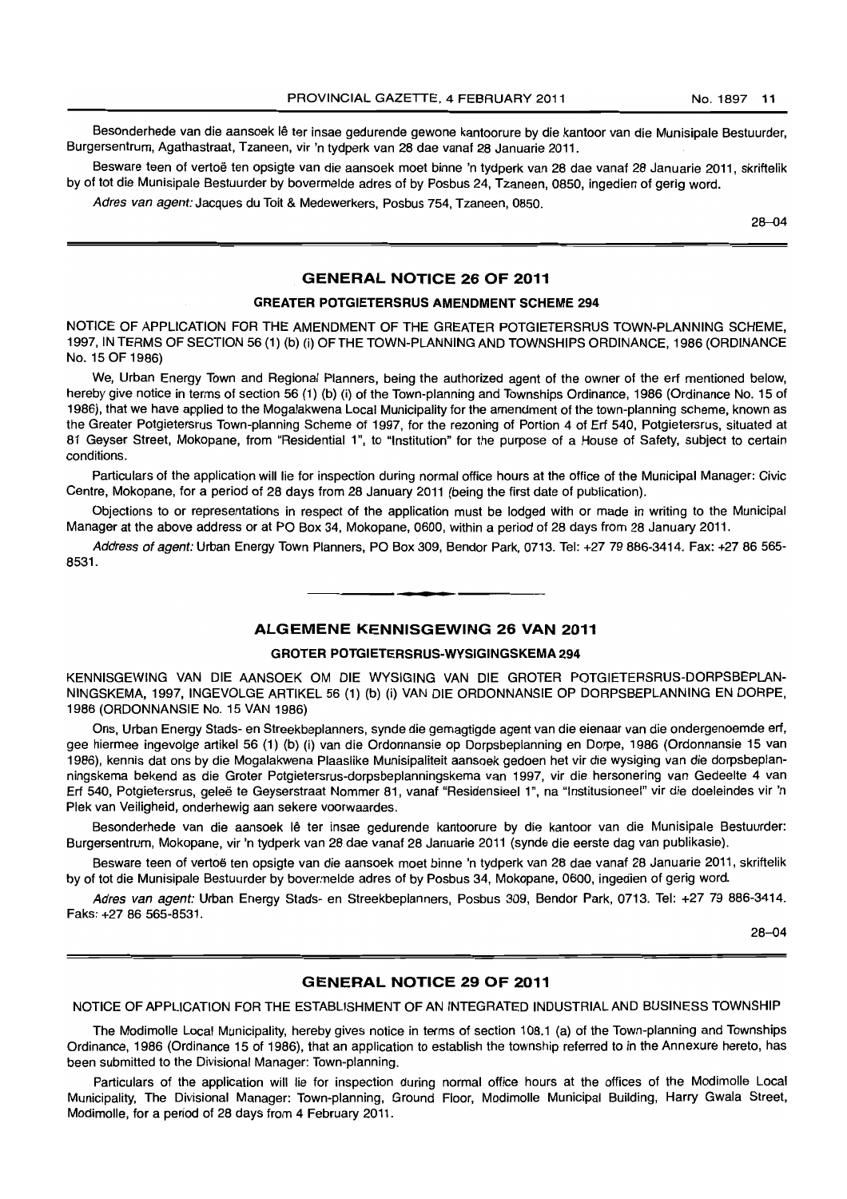Besonderhede van die aansoek lê ter insae gedurende gewone kantoorure by die kantoor van die Munisipale Bestuurder, Burgersentrum, Agathastraat, Tzaneen, vir 'n tydperk van 28 dae vanaf 28 Januarie 2011.

Besware teen of vertoë ten opsigte van die aansoek moet binne 'n tydperk van 28 dae vanaf 28 Januarie 2011, skriftelik by of tot die Munisipale Bestuurder by bovermelde adres of by Posbus 24, Tzaneen, 0850, ingedien of gerig word.

*Adres van agent:* Jacques du Toit & Medewerkers, Posbus 754, Tzaneen, 0850.

28–04

## GENERAL NOTICE 26 OF 2011

### GREATER POTGIETERSRUS AMENDMENT SCHEME 294

NOTICE OF APPLICATION FOR THE AMENDMENT OF THE GREATER POTGIETERSRUS TOWN-PLANNING SCHEME, 1997, IN TERMS OF SECTION 56 (1) (b) (i) OF THE TOWN-PLANNING AND TOWNSHIPS ORDINANCE, 1986 (ORDINANCE No. 15 OF 1986)

We, Urban Energy Town and Regional Planners, being the authorized agent of the owner of the erf mentioned below, hereby give notice in terms of section 56 (1) (b) (i) of the Town-planning and Townships Ordinance, 1986 (Ordinance No. 15 of 1986), that we have applied to the Mogalakwena Local Municipality for the amendment of the town-planning scheme, known as the Greater Potgietersrus Town-planning Scheme of 1997, for the rezoning of Portion 4 of Erf 540, Potgietersrus, situated at 81 Geyser Street, Mokopane, from "Residential 1", to "Institution" for the purpose of a House of Safety, subject to certain conditions.

Particulars of the application will lie for inspection during normal office hours at the office of the Municipal Manager: Civic Centre, Mokopane, for a period of 28 days from 28 January 2011 (being the first date of publication).

Objections to or representations in respect of the application must be lodged with or made in writing to the Municipal Manager at the above address or at PO Box 34, Mokopane, 0600, within a period of 28 days from 28 January 2011.

*Address of agent:* Urban Energy Town Planners, PO Box 309, Bendor Park, 0713. Tel: +27 79 886-3414. Fax: +27 86 565-8531.

---

## ALGEMENE KENNISGEWING 26 VAN 2011

### GROTER POTGIETERSRUS-WYSIGINGSKEMA 294

KENNISGEWING VAN DIE AANSOEK OM DIE WYSIGING VAN DIE GROTER POTGIETERSRUS-DORPSBEPLANNINGSKEMA, 1997, INGEVOLGE ARTIKEL 56 (1) (b) (i) VAN DIE ORDONNANSIE OP DORPSBEPLANNING EN DORPE, 1986 (ORDONNANSIE No. 15 VAN 1986)

Ons, Urban Energy Stads- en Streekbeplanners, synde die gemagtigde agent van die eienaar van die ondergenoemde erf, gee hiermee ingevolge artikel 56 (1) (b) (i) van die Ordonnansie op Dorpsbeplanning en Dorpe, 1986 (Ordonnansie 15 van 1986), kennis dat ons by die Mogalakwena Plaaslike Munisipaliteit aansoek gedoen het vir die wysiging van die dorpsbeplanningskema bekend as die Groter Potgietersrus-dorpsbeplanningskema van 1997, vir die hersonering van Gedeelte 4 van Erf 540, Potgietersrus, geleë te Geyserstraat Nommer 81, vanaf "Residensieel 1", na "Institusioneel" vir die doeleindes vir 'n Plek van Veiligheid, onderhewig aan sekere voorwaardes.

Besonderhede van die aansoek lê ter insae gedurende kantoorure by die kantoor van die Munisipale Bestuurder: Burgersentrum, Mokopane, vir 'n tydperk van 28 dae vanaf 28 Januarie 2011 (synde die eerste dag van publikasie).

Besware teen of vertoë ten opsigte van die aansoek moet binne 'n tydperk van 28 dae vanaf 28 Januarie 2011, skriftelik by of tot die Munisipale Bestuurder by bovermelde adres of by Posbus 34, Mokopane, 0600, ingedien of gerig word.

*Adres van agent:* Urban Energy Stads- en Streekbeplanners, Posbus 309, Bendor Park, 0713. Tel: +27 79 886-3414. Faks: +27 86 565-8531.

28–04

## GENERAL NOTICE 29 OF 2011

NOTICE OF APPLICATION FOR THE ESTABLISHMENT OF AN INTEGRATED INDUSTRIAL AND BUSINESS TOWNSHIP

The Modimolle Local Municipality, hereby gives notice in terms of section 108.1 (a) of the Town-planning and Townships Ordinance, 1986 (Ordinance 15 of 1986), that an application to establish the township referred to in the Annexure hereto, has been submitted to the Divisional Manager: Town-planning.

Particulars of the application will lie for inspection during normal office hours at the offices of the Modimolle Local Municipality, The Divisional Manager: Town-planning, Ground Floor, Modimolle Municipal Building, Harry Gwala Street, Modimolle, for a period of 28 days from 4 February 2011.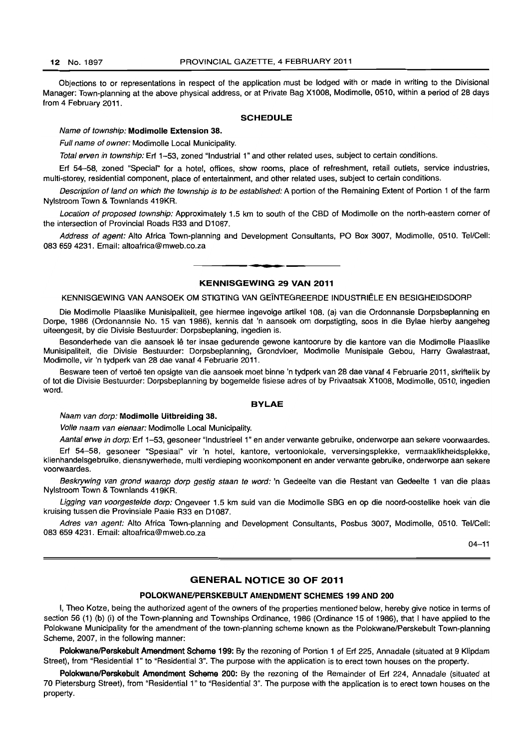Objections to or representations in respect of the application must be lodged with or made in writing to the Divisional Manager: Town-planning at the above physical address, or at Private Bag X1008, Modimolle, 0510, within a period of 28 days from 4 February 2011.

## SCHEDULE

*Name of township:* **Modimolle Extension 38.**

*Full name of owner:* Modimolle Local Municipality.

*Total erven in township:* Erf 1–53, zoned "Industrial 1" and other related uses, subject to certain conditions.

Erf 54–58, zoned "Special" for a hotel, offices, show rooms, place of refreshment, retail outlets, service industries, multi-storey, residential component, place of entertainment, and other related uses, subject to certain conditions.

*Description of land on which the township is to be established:* A portion of the Remaining Extent of Portion 1 of the farm Nylstroom Town & Townlands 419KR.

*Location of proposed township:* Approximately 1.5 km to south of the CBD of Modimolle on the north-eastern corner of the intersection of Provincial Roads R33 and D1087.

*Address of agent:* Alto Africa Town-planning and Development Consultants, PO Box 3007, Modimolle, 0510. Tel/Cell: 083 659 4231. Email: altoafrica@mweb.co.za

---

## KENNISGEWING 29 VAN 2011

KENNISGEWING VAN AANSOEK OM STIGTING VAN GEÏNTEGREERDE INDUSTRIËLE EN BESIGHEIDSDORP

Die Modimolle Plaaslike Munisipaliteit, gee hiermee ingevolge artikel 108. (a) van die Ordonnansie Dorpsbeplanning en Dorpe, 1986 (Ordonannsie No. 15 van 1986), kennis dat 'n aansoek om dorpstigting, soos in die Bylae hierby aangeheg uiteengesit, by die Divisie Bestuurder: Dorpsbeplaning, ingedien is.

Besonderhede van die aansoek lê ter insae gedurende gewone kantoorure by die kantore van die Modimolle Plaaslike Munisipaliteit, die Divisie Bestuurder: Dorpsbeplanning, Grondvloer, Modimolle Munisipale Gebou, Harry Gwalastraat, Modimolle, vir 'n tydperk van 28 dae vanaf 4 Februarie 2011.

Besware teen of vertoë ten opsigte van die aansoek moet binne 'n tydperk van 28 dae vanaf 4 Februarie 2011, skriftelik by of tot die Divisie Bestuurder: Dorpsbeplanning by bogemelde fisiese adres of by Privaatsak X1008, Modimolle, 0510, ingedien word.

## BYLAE

*Naam van dorp:* **Modimolle Uitbreiding 38.**

*Volle naam van eienaar:* Modimolle Local Municipality.

*Aantal erwe in dorp:* Erf 1–53, gesoneer "Industrieel 1" en ander verwante gebruike, onderworpe aan sekere voorwaardes.

Erf 54–58, gesoneer "Spesiaal" vir 'n hotel, kantore, vertoonlokale, verversingsplekke, vermaaklikheidsplekke, klienhandelsgebruike, diensnywerhede, multi verdieping woonkomponent en ander verwante gebruike, onderworpe aan sekere voorwaardes.

*Beskrywing van grond waarop dorp gestig staan te word:* 'n Gedeelte van die Restant van Gedeelte 1 van die plaas Nylstroom Town & Townlands 419KR.

*Ligging van voorgestelde dorp:* Ongeveer 1.5 km suid van die Modimolle SBG en op die noord-oostelike hoek van die kruising tussen die Provinsiale Paaie R33 en D1087.

*Adres van agent:* Alto Africa Town-planning and Development Consultants, Posbus 3007, Modimolle, 0510. Tel/Cell: 083 659 4231. Email: altoafrica@mweb.co.za

04–11

---

## GENERAL NOTICE 30 OF 2011

### POLOKWANE/PERSKEBULT AMENDMENT SCHEMES 199 AND 200

I, Theo Kotze, being the authorized agent of the owners of the properties mentioned below, hereby give notice in terms of section 56 (1) (b) (i) of the Town-planning and Townships Ordinance, 1986 (Ordinance 15 of 1986), that I have applied to the Polokwane Municipality for the amendment of the town-planning scheme known as the Polokwane/Perskebult Town-planning Scheme, 2007, in the following manner:

**Polokwane/Perskebult Amendment Scheme 199:** By the rezoning of Portion 1 of Erf 225, Annadale (situated at 9 Klipdam Street), from "Residential 1" to "Residential 3". The purpose with the application is to erect town houses on the property.

**Polokwane/Perskebult Amendment Scheme 200:** By the rezoning of the Remainder of Erf 224, Annadale (situated at 70 Pietersburg Street), from "Residential 1" to "Residential 3". The purpose with the application is to erect town houses on the property.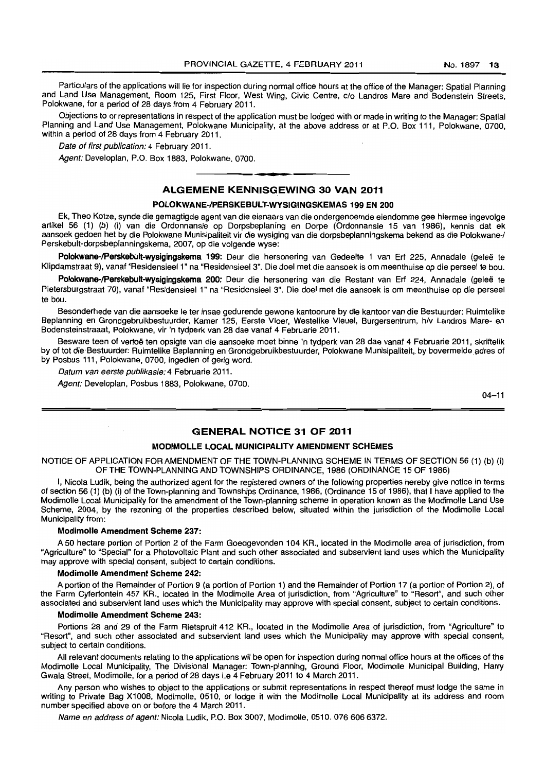Particulars of the applications will lie for inspection during normal office hours at the office of the Manager: Spatial Planning and Land Use Management, Room 125, First Floor, West Wing, Civic Centre, c/o Landros Mare and Bodenstein Streets, Polokwane, for a period of 28 days from 4 February 2011.

Objections to or representations in respect of the application must be lodged with or made in writing to the Manager: Spatial Planning and Land Use Management, Polokwane Municipality, at the above address or at P.O. Box 111, Polokwane, 0700, within a period of 28 days from 4 February 2011.

*Date of first publication:* 4 February 2011.

*Agent:* Developlan, P.O. Box 1883, Polokwane, 0700.

## ALGEMENE KENNISGEWING 30 VAN 2011

### POLOKWANE-/PERSKEBULT-WYSIGINGSKEMAS 199 EN 200

Ek, Theo Kotze, synde die gemagtigde agent van die eienaars van die ondergenoemde eiendomme gee hiermee ingevolge artikel 56 (1) (b) (i) van die Ordonnansie op Dorpsbeplaning en Dorpe (Ordonnansie 15 van 1986), kennis dat ek aansoek gedoen het by die Polokwane Munisipaliteit vir die wysiging van die dorpsbeplanningskema bekend as die Polokwane-/Perskebult-dorpsbeplanningskema, 2007, op die volgende wyse:

**Polokwane-/Perskebult-wysigingskema 199:** Deur die hersonering van Gedeelte 1 van Erf 225, Annadale (geleë te Klipdamstraat 9), vanaf "Residensieel 1" na "Residensieel 3". Die doel met die aansoek is om meenthuise op die perseel te bou.

**Polokwane-/Perskebult-wysigingskema 200:** Deur die hersonering van die Restant van Erf 224, Annadale (geleë te Pietersburgstraat 70), vanaf "Residensieel 1" na "Residensieel 3". Die doel met die aansoek is om meenthuise op die perseel te bou.

Besonderhede van die aansoeke le ter insae gedurende gewone kantoorure by die kantoor van die Bestuurder: Ruimtelike Beplanning en Grondgebruikbestuurder, Kamer 125, Eerste Vloer, Westelike Vleuel, Burgersentrum, h/v Landros Mare- en Bodensteinstraat, Polokwane, vir 'n tydperk van 28 dae vanaf 4 Februarie 2011.

Besware teen of vertoë ten opsigte van die aansoeke moet binne 'n tydperk van 28 dae vanaf 4 Februarie 2011, skriftelik by of tot die Bestuurder: Ruimtelike Beplanning en Grondgebruikbestuurder, Polokwane Munisipaliteit, by bovermelde adres of by Posbus 111, Polokwane, 0700, ingedien of gerig word.

*Datum van eerste publikasie:* 4 Februarie 2011.

*Agent:* Developlan, Posbus 1883, Polokwane, 0700.

04–11

## GENERAL NOTICE 31 OF 2011

### MODIMOLLE LOCAL MUNICIPALITY AMENDMENT SCHEMES

NOTICE OF APPLICATION FOR AMENDMENT OF THE TOWN-PLANNING SCHEME IN TERMS OF SECTION 56 (1) (b) (i) OF THE TOWN-PLANNING AND TOWNSHIPS ORDINANCE, 1986 (ORDINANCE 15 OF 1986)

I, Nicola Ludik, being the authorized agent for the registered owners of the following properties hereby give notice in terms of section 56 (1) (b) (i) of the Town-planning and Townships Ordinance, 1986, (Ordinance 15 of 1986), that I have applied to the Modimolle Local Municipality for the amendment of the Town-planning scheme in operation known as the Modimolle Land Use Scheme, 2004, by the rezoning of the properties described below, situated within the jurisdiction of the Modimolle Local Municipality from:

**Modimolle Amendment Scheme 237:**

A 50 hectare portion of Portion 2 of the Farm Goedgevonden 104 KR., located in the Modimolle area of jurisdiction, from "Agriculture" to "Special" for a Photovoltaic Plant and such other associated and subservient land uses which the Municipality may approve with special consent, subject to certain conditions.

**Modimolle Amendment Scheme 242:**

A portion of the Remainder of Portion 9 (a portion of Portion 1) and the Remainder of Portion 17 (a portion of Portion 2), of the Farm Cyferfontein 457 KR., located in the Modimolle Area of jurisdiction, from "Agriculture" to "Resort", and such other associated and subservient land uses which the Municipality may approve with special consent, subject to certain conditions.

**Modimolle Amendment Scheme 243:**

Portions 28 and 29 of the Farm Rietspruit 412 KR., located in the Modimolle Area of jurisdiction, from "Agriculture" to "Resort", and such other associated and subservient land uses which the Municipality may approve with special consent, subject to certain conditions.

All relevant documents relating to the applications wil be open for inspection during normal office hours at the offices of the Modimolle Local Municipality, The Divisional Manager: Town-planning, Ground Floor, Modimolle Municipal Building, Harry Gwala Street, Modimolle, for a period of 28 days i.e 4 February 2011 to 4 March 2011.

Any person who wishes to object to the applications or submit representations in respect thereof must lodge the same in writing to Private Bag X1008, Modimolle, 0510, or lodge it with the Modimolle Local Municipality at its address and room number specified above on or before the 4 March 2011.

*Name en address of agent:* Nicola Ludik, P.O. Box 3007, Modimolle, 0510. 076 606 6372.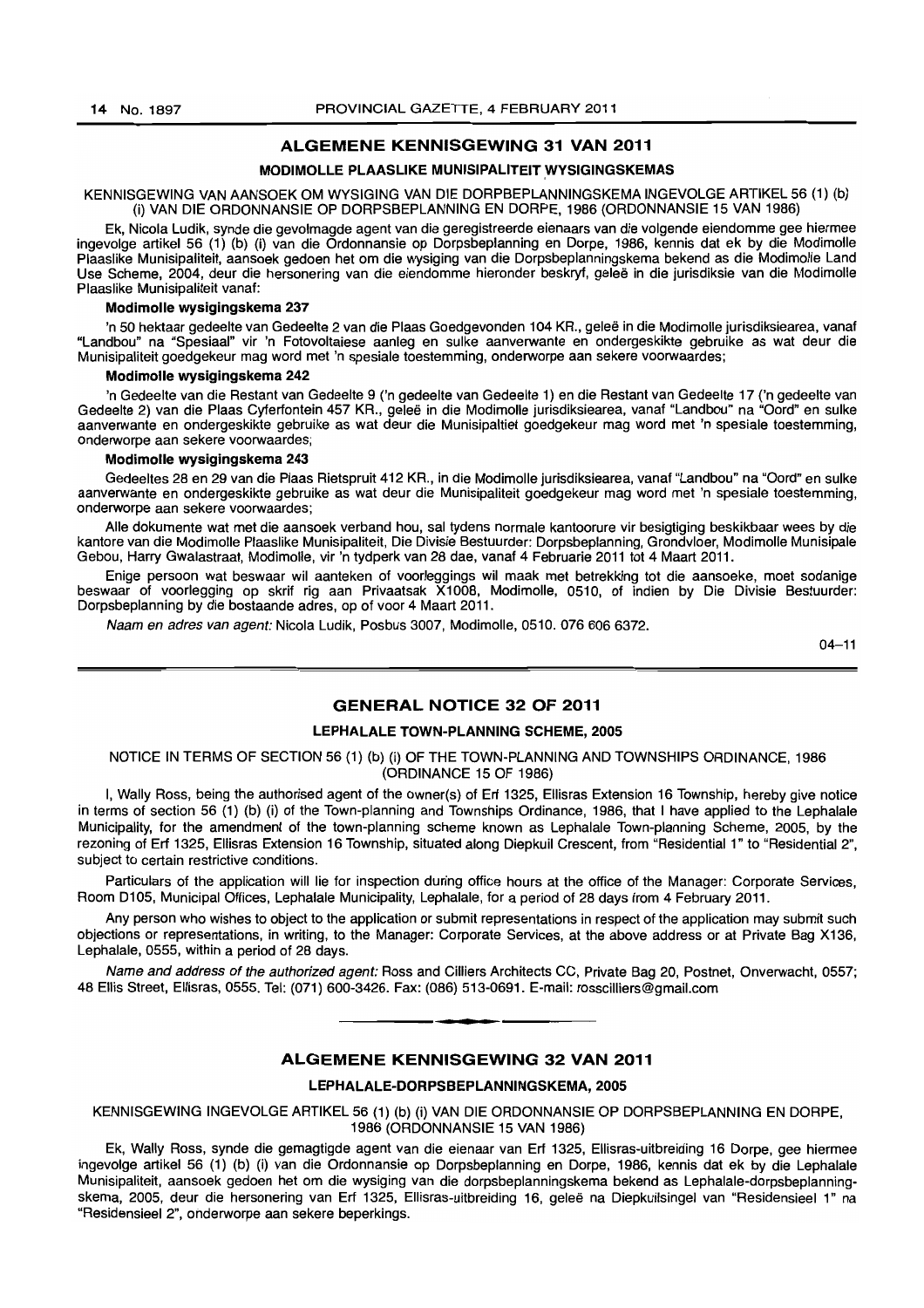## ALGEMENE KENNISGEWING 31 VAN 2011

### MODIMOLLE PLAASLIKE MUNISIPALITEIT WYSIGINGSKEMAS

KENNISGEWING VAN AANSOEK OM WYSIGING VAN DIE DORPBEPLANNINGSKEMA INGEVOLGE ARTIKEL 56 (1) (b) (i) VAN DIE ORDONNANSIE OP DORPSBEPLANNING EN DORPE, 1986 (ORDONNANSIE 15 VAN 1986)

Ek, Nicola Ludik, synde die gevolmagde agent van die geregistreerde eienaars van die volgende eiendomme gee hiermee ingevolge artikel 56 (1) (b) (i) van die Ordonnansie op Dorpsbeplanning en Dorpe, 1986, kennis dat ek by die Modimolle Plaaslike Munisipaliteit, aansoek gedoen het om die wysiging van die Dorpsbeplanningskema bekend as die Modimolle Land Use Scheme, 2004, deur die hersonering van die eiendomme hieronder beskryf, geleë in die jurisdiksie van die Modimolle Plaaslike Munisipaliteit vanaf:

**Modimolle wysigingskema 237**

'n 50 hektaar gedeelte van Gedeelte 2 van die Plaas Goedgevonden 104 KR., geleë in die Modimolle jurisdiksiearea, vanaf "Landbou" na "Spesiaal" vir 'n Fotovoltaiese aanleg en sulke aanverwante en ondergeskikte gebruike as wat deur die Munisipaliteit goedgekeur mag word met 'n spesiale toestemming, onderworpe aan sekere voorwaardes;

**Modimolle wysigingskema 242**

'n Gedeelte van die Restant van Gedeelte 9 ('n gedeelte van Gedeelte 1) en die Restant van Gedeelte 17 ('n gedeelte van Gedeelte 2) van die Plaas Cyferfontein 457 KR., geleë in die Modimolle jurisdiksiearea, vanaf "Landbou" na "Oord" en sulke aanverwante en ondergeskikte gebruike as wat deur die Munisipaltiet goedgekeur mag word met 'n spesiale toestemming, onderworpe aan sekere voorwaardes;

**Modimolle wysigingskema 243**

Gedeeltes 28 en 29 van die Plaas Rietspruit 412 KR., in die Modimolle jurisdiksiearea, vanaf "Landbou" na "Oord" en sulke aanverwante en ondergeskikte gebruike as wat deur die Munisipaliteit goedgekeur mag word met 'n spesiale toestemming, onderworpe aan sekere voorwaardes;

Alle dokumente wat met die aansoek verband hou, sal tydens normale kantoorure vir besigtiging beskikbaar wees by die kantore van die Modimolle Plaaslike Munisipaliteit, Die Divisie Bestuurder: Dorpsbeplanning, Grondvloer, Modimolle Munisipale Gebou, Harry Gwalastraat, Modimolle, vir 'n tydperk van 28 dae, vanaf 4 Februarie 2011 tot 4 Maart 2011.

Enige persoon wat beswaar wil aanteken of voorleggings wil maak met betrekking tot die aansoeke, moet sodanige beswaar of voorlegging op skrif rig aan Privaatsak X1008, Modimolle, 0510, of indien by Die Divisie Bestuurder: Dorpsbeplanning by die bostaande adres, op of voor 4 Maart 2011.

*Naam en adres van agent:* Nicola Ludik, Posbus 3007, Modimolle, 0510. 076 606 6372.

04–11

## GENERAL NOTICE 32 OF 2011

### LEPHALALE TOWN-PLANNING SCHEME, 2005

NOTICE IN TERMS OF SECTION 56 (1) (b) (i) OF THE TOWN-PLANNING AND TOWNSHIPS ORDINANCE, 1986 (ORDINANCE 15 OF 1986)

I, Wally Ross, being the authorised agent of the owner(s) of Erf 1325, Ellisras Extension 16 Township, hereby give notice in terms of section 56 (1) (b) (i) of the Town-planning and Townships Ordinance, 1986, that I have applied to the Lephalale Municipality, for the amendment of the town-planning scheme known as Lephalale Town-planning Scheme, 2005, by the rezoning of Erf 1325, Ellisras Extension 16 Township, situated along Diepkuil Crescent, from "Residential 1" to "Residential 2", subject to certain restrictive conditions.

Particulars of the application will lie for inspection during office hours at the office of the Manager: Corporate Services, Room D105, Municipal Offices, Lephalale Municipality, Lephalale, for a period of 28 days from 4 February 2011.

Any person who wishes to object to the application or submit representations in respect of the application may submit such objections or representations, in writing, to the Manager: Corporate Services, at the above address or at Private Bag X136, Lephalale, 0555, within a period of 28 days.

*Name and address of the authorized agent:* Ross and Cilliers Architects CC, Private Bag 20, Postnet, Onverwacht, 0557; 48 Ellis Street, Ellisras, 0555. Tel: (071) 600-3426. Fax: (086) 513-0691. E-mail: rosscilliers@gmail.com

## ALGEMENE KENNISGEWING 32 VAN 2011

### LEPHALALE-DORPSBEPLANNINGSKEMA, 2005

KENNISGEWING INGEVOLGE ARTIKEL 56 (1) (b) (i) VAN DIE ORDONNANSIE OP DORPSBEPLANNING EN DORPE, 1986 (ORDONNANSIE 15 VAN 1986)

Ek, Wally Ross, synde die gemagtigde agent van die eienaar van Erf 1325, Ellisras-uitbreiding 16 Dorpe, gee hiermee ingevolge artikel 56 (1) (b) (i) van die Ordonnansie op Dorpsbeplanning en Dorpe, 1986, kennis dat ek by die Lephalale Munisipaliteit, aansoek gedoen het om die wysiging van die dorpsbeplanningskema bekend as Lephalale-dorpsbeplanningskema, 2005, deur die hersonering van Erf 1325, Ellisras-uitbreiding 16, geleë na Diepkuilsingel van "Residensieel 1" na "Residensieel 2", onderworpe aan sekere beperkings.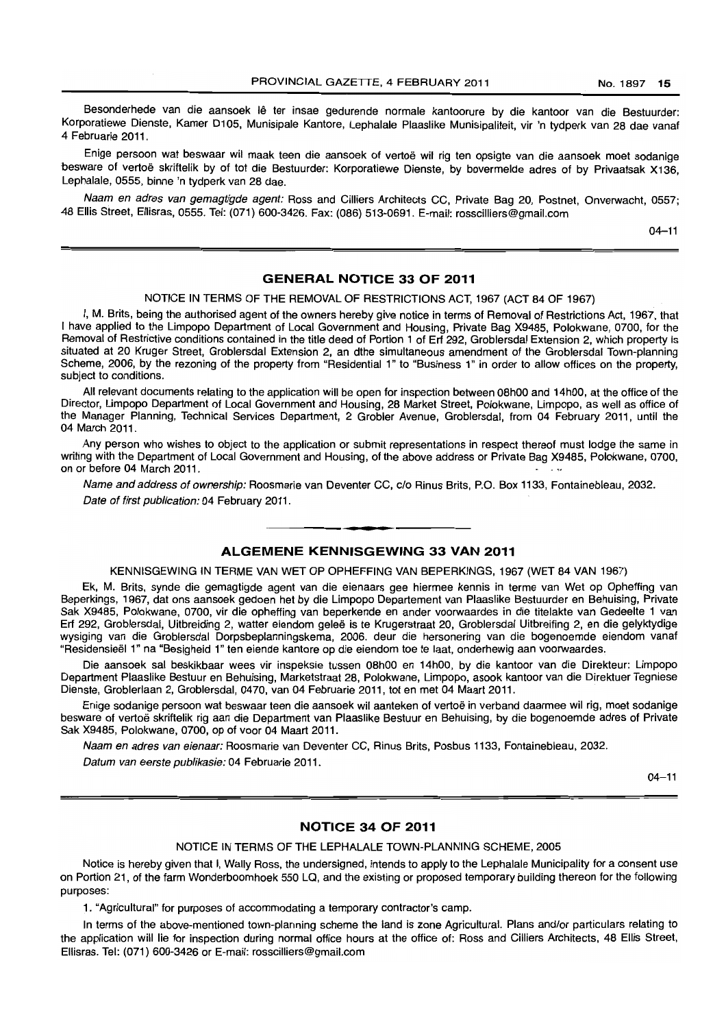Besonderhede van die aansoek lê ter insae gedurende normale kantoorure by die kantoor van die Bestuurder: Korporatiewe Dienste, Kamer D105, Munisipale Kantore, Lephalale Plaaslike Munisipaliteit, vir 'n tydperk van 28 dae vanaf 4 Februarie 2011.

Enige persoon wat beswaar wil maak teen die aansoek of vertoë wil rig ten opsigte van die aansoek moet sodanige besware of vertoë skriftelik by of tot die Bestuurder: Korporatiewe Dienste, by bovermelde adres of by Privaatsak X136, Lephalale, 0555, binne 'n tydperk van 28 dae.

*Naam en adres van gemagtigde agent:* Ross and Cilliers Architects CC, Private Bag 20, Postnet, Onverwacht, 0557; 48 Ellis Street, Ellisras, 0555. Tel: (071) 600-3426. Fax: (086) 513-0691. E-mail: rosscilliers@gmail.com

04–11

## GENERAL NOTICE 33 OF 2011

NOTICE IN TERMS OF THE REMOVAL OF RESTRICTIONS ACT, 1967 (ACT 84 OF 1967)

I, M. Brits, being the authorised agent of the owners hereby give notice in terms of Removal of Restrictions Act, 1967, that I have applied to the Limpopo Department of Local Government and Housing, Private Bag X9485, Polokwane, 0700, for the Removal of Restrictive conditions contained in the title deed of Portion 1 of Erf 292, Groblersdal Extension 2, which property is situated at 20 Kruger Street, Groblersdal Extension 2, an dthe simultaneous amendment of the Groblersdal Town-planning Scheme, 2006, by the rezoning of the property from "Residential 1" to "Business 1" in order to allow offices on the property, subject to conditions.

All relevant documents relating to the application will be open for inspection between 08h00 and 14h00, at the office of the Director, Limpopo Department of Local Government and Housing, 28 Market Street, Polokwane, Limpopo, as well as office of the Manager Planning, Technical Services Department, 2 Grobler Avenue, Groblersdal, from 04 February 2011, until the 04 March 2011.

Any person who wishes to object to the application or submit representations in respect thereof must lodge the same in writing with the Department of Local Government and Housing, of the above address or Private Bag X9485, Polokwane, 0700, on or before 04 March 2011.

*Name and address of ownership:* Roosmarie van Deventer CC, c/o Rinus Brits, P.O. Box 1133, Fontainebleau, 2032.

*Date of first publication:* 04 February 2011.

## ALGEMENE KENNISGEWING 33 VAN 2011

KENNISGEWING IN TERME VAN WET OP OPHEFFING VAN BEPERKINGS, 1967 (WET 84 VAN 1967)

Ek, M. Brits, synde die gemagtigde agent van die eienaars gee hiermee kennis in terme van Wet op Opheffing van Beperkings, 1967, dat ons aansoek gedoen het by die Limpopo Departement van Plaaslike Bestuurder en Behuising, Private Sak X9485, Polokwane, 0700, vir die opheffing van beperkende en ander voorwaardes in die titelakte van Gedeelte 1 van Erf 292, Groblersdal, Uitbreiding 2, watter eiendom geleë is te Krugerstraat 20, Groblersdal Uitbreifing 2, en die gelyktydige wysiging van die Groblersdal Dorpsbeplanningskema, 2006. deur die hersonering van die bogenoemde eiendom vanaf "Residensieël 1" na "Besigheid 1" ten eiende kantore op die eiendom toe te laat, onderhewig aan voorwaardes.

Die aansoek sal beskikbaar wees vir inspeksie tussen 08h00 en 14h00, by die kantoor van die Direkteur: Limpopo Department Plaaslike Bestuur en Behuising, Marketstraat 28, Polokwane, Limpopo, asook kantoor van die Direktuer Tegniese Dienste, Groblerlaan 2, Groblersdal, 0470, van 04 Februarie 2011, tot en met 04 Maart 2011.

Enige sodanige persoon wat beswaar teen die aansoek wil aanteken of vertoë in verband daarmee wil rig, moet sodanige besware of vertoë skriftelik rig aan die Department van Plaaslike Bestuur en Behuising, by die bogenoemde adres of Private Sak X9485, Polokwane, 0700, op of voor 04 Maart 2011.

*Naam en adres van eienaar:* Roosmarie van Deventer CC, Rinus Brits, Posbus 1133, Fontainebleau, 2032.

*Datum van eerste publikasie:* 04 Februarie 2011.

04–11

## NOTICE 34 OF 2011

NOTICE IN TERMS OF THE LEPHALALE TOWN-PLANNING SCHEME, 2005

Notice is hereby given that I, Wally Ross, the undersigned, intends to apply to the Lephalale Municipality for a consent use on Portion 21, of the farm Wonderboomhoek 550 LQ, and the existing or proposed temporary building thereon for the following purposes:

1. "Agricultural" for purposes of accommodating a temporary contractor's camp.

In terms of the above-mentioned town-planning scheme the land is zone Agricultural. Plans and/or particulars relating to the application will lie for inspection during normal office hours at the office of: Ross and Cilliers Architects, 48 Ellis Street, Ellisras. Tel: (071) 600-3426 or E-mail: rosscilliers@gmail.com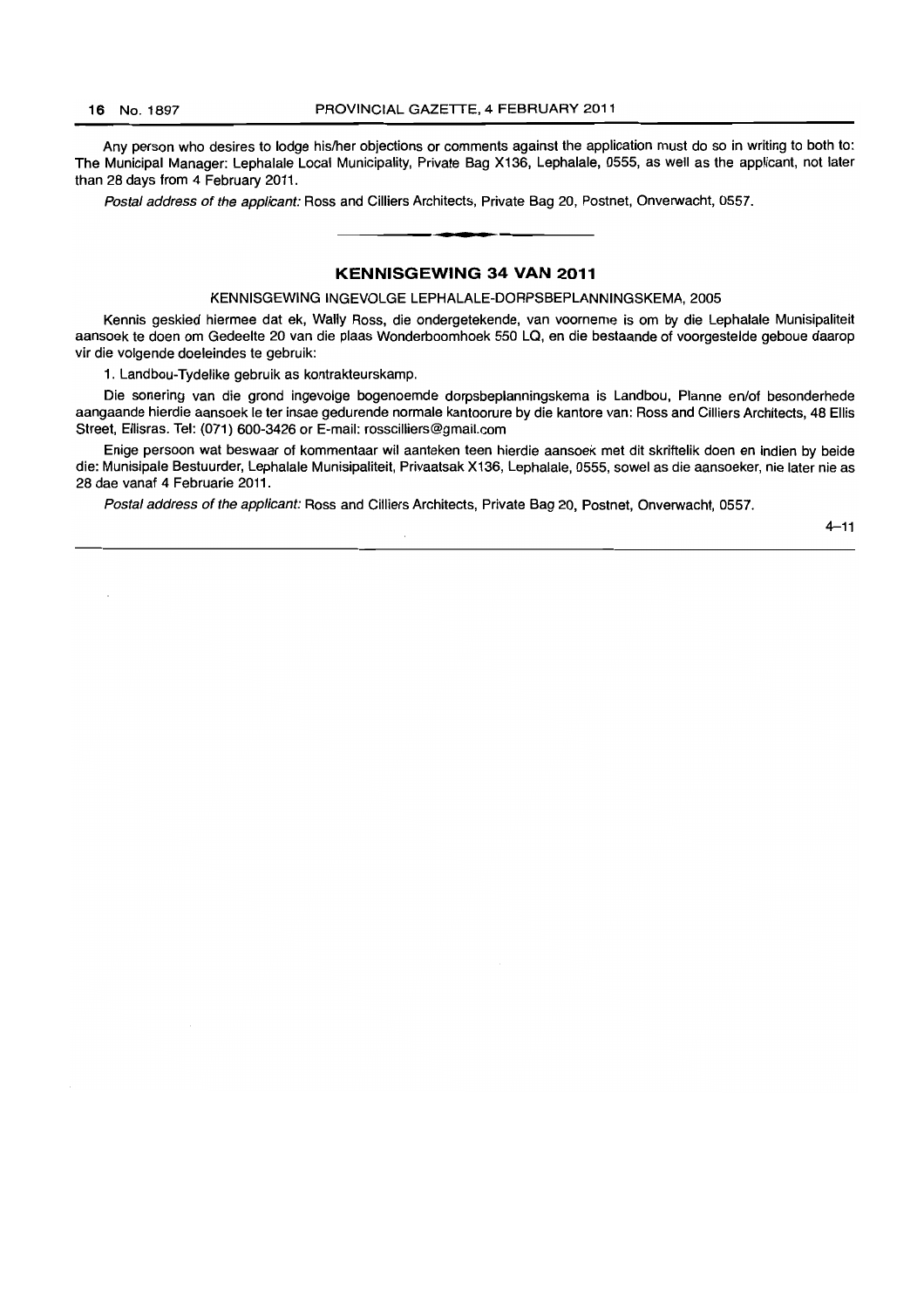Any person who desires to lodge his/her objections or comments against the application must do so in writing to both to: The Municipal Manager: Lephalale Local Municipality, Private Bag X136, Lephalale, 0555, as well as the applicant, not later than 28 days from 4 February 2011.

*Postal address of the applicant:* Ross and Cilliers Architects, Private Bag 20, Postnet, Onverwacht, 0557.

---

## KENNISGEWING 34 VAN 2011

KENNISGEWING INGEVOLGE LEPHALALE-DORPSBEPLANNINGSKEMA, 2005

Kennis geskied hiermee dat ek, Wally Ross, die ondergetekende, van voorneme is om by die Lephalale Munisipaliteit aansoek te doen om Gedeelte 20 van die plaas Wonderboomhoek 550 LQ, en die bestaande of voorgestelde geboue daarop vir die volgende doeleindes te gebruik:

1. Landbou-Tydelike gebruik as kontrakteurskamp.

Die sonering van die grond ingevolge bogenoemde dorpsbeplanningskema is Landbou, Planne en/of besonderhede aangaande hierdie aansoek le ter insae gedurende normale kantoorure by die kantore van: Ross and Cilliers Architects, 48 Ellis Street, Ellisras. Tel: (071) 600-3426 or E-mail: rosscilliers@gmail.com

Enige persoon wat beswaar of kommentaar wil aanteken teen hierdie aansoek met dit skriftelik doen en indien by beide die: Munisipale Bestuurder, Lephalale Munisipaliteit, Privaatsak X136, Lephalale, 0555, sowel as die aansoeker, nie later nie as 28 dae vanaf 4 Februarie 2011.

*Postal address of the applicant:* Ross and Cilliers Architects, Private Bag 20, Postnet, Onverwacht, 0557.

4–11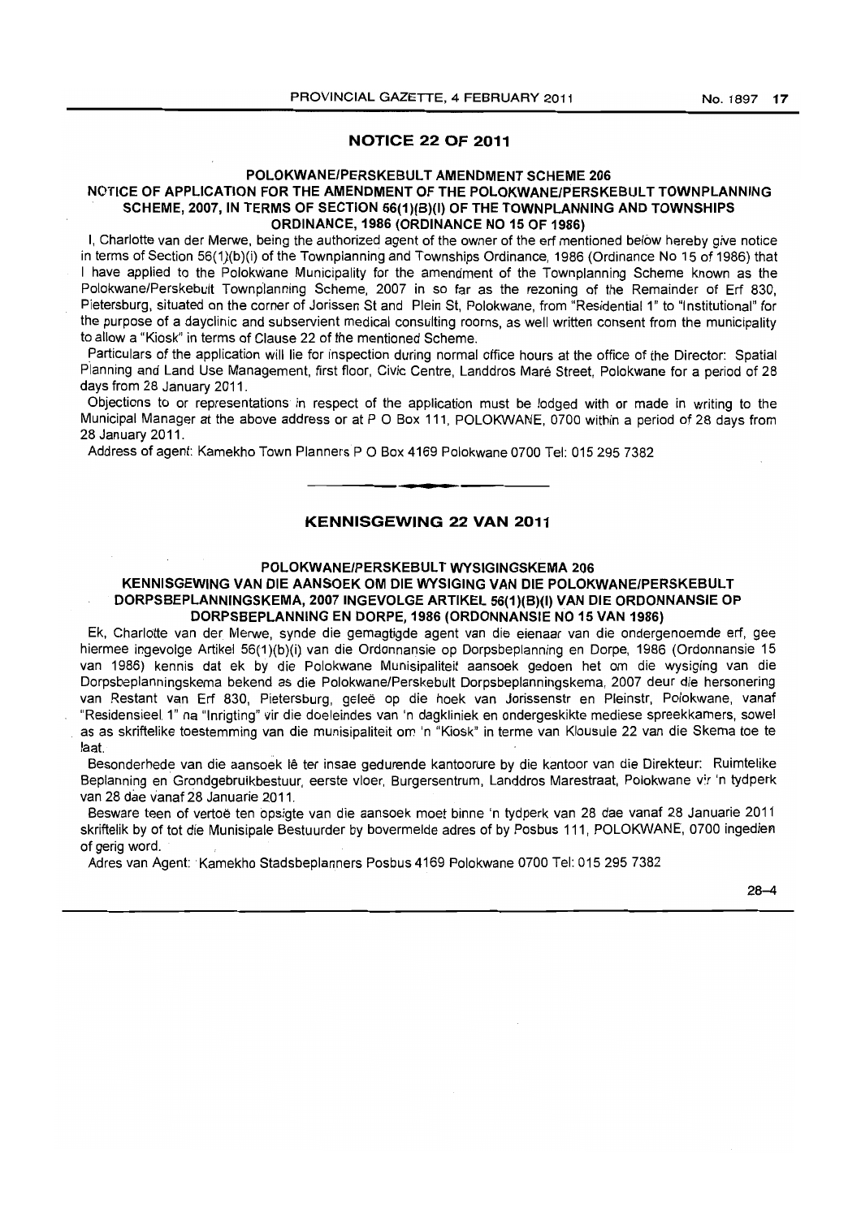## NOTICE 22 OF 2011

### POLOKWANE/PERSKEBULT AMENDMENT SCHEME 206

### NOTICE OF APPLICATION FOR THE AMENDMENT OF THE POLOKWANE/PERSKEBULT TOWNPLANNING SCHEME, 2007, IN TERMS OF SECTION 56(1)(B)(I) OF THE TOWNPLANNING AND TOWNSHIPS ORDINANCE, 1986 (ORDINANCE NO 15 OF 1986)

I, Charlotte van der Merwe, being the authorized agent of the owner of the erf mentioned below hereby give notice in terms of Section 56(1)(b)(i) of the Townplanning and Townships Ordinance, 1986 (Ordinance No 15 of 1986) that I have applied to the Polokwane Municipality for the amendment of the Townplanning Scheme known as the Polokwane/Perskebult Townplanning Scheme, 2007 in so far as the rezoning of the Remainder of Erf 830, Pietersburg, situated on the corner of Jorissen St and Plein St, Polokwane, from "Residential 1" to "Institutional" for the purpose of a dayclinic and subservient medical consulting rooms, as well written consent from the municipality to allow a "Kiosk" in terms of Clause 22 of the mentioned Scheme.

Particulars of the application will lie for inspection during normal office hours at the office of the Director: Spatial Planning and Land Use Management, first floor, Civic Centre, Landdros Maré Street, Polokwane for a period of 28 days from 28 January 2011.

Objections to or representations in respect of the application must be lodged with or made in writing to the Municipal Manager at the above address or at P O Box 111, POLOKWANE, 0700 within a period of 28 days from 28 January 2011.

Address of agent: Kamekho Town Planners P O Box 4169 Polokwane 0700 Tel: 015 295 7382

---

## KENNISGEWING 22 VAN 2011

### POLOKWANE/PERSKEBULT WYSIGINGSKEMA 206

### KENNISGEWING VAN DIE AANSOEK OM DIE WYSIGING VAN DIE POLOKWANE/PERSKEBULT DORPSBEPLANNINGSKEMA, 2007 INGEVOLGE ARTIKEL 56(1)(B)(I) VAN DIE ORDONNANSIE OP DORPSBEPLANNING EN DORPE, 1986 (ORDONNANSIE NO 15 VAN 1986)

Ek, Charlotte van der Merwe, synde die gemagtigde agent van die eienaar van die ondergenoemde erf, gee hiermee ingevolge Artikel 56(1)(b)(i) van die Ordonnansie op Dorpsbeplanning en Dorpe, 1986 (Ordonnansie 15 van 1986) kennis dat ek by die Polokwane Munisipaliteit aansoek gedoen het om die wysiging van die Dorpsbeplanningskema bekend as die Polokwane/Perskebult Dorpsbeplanningskema, 2007 deur die hersonering van Restant van Erf 830, Pietersburg, geleë op die hoek van Jorissenstr en Pleinstr, Polokwane, vanaf "Residensieel 1" na "Inrigting" vir die doeleindes van 'n dagkliniek en ondergeskikte mediese spreekkamers, sowel as as skriftelike toestemming van die munisipaliteit om 'n "Kiosk" in terme van Klousule 22 van die Skema toe te laat.

Besonderhede van die aansoek lê ter insae gedurende kantoorure by die kantoor van die Direkteur: Ruimtelike Beplanning en Grondgebruikbestuur, eerste vloer, Burgersentrum, Landdros Marestraat, Polokwane vir 'n tydperk van 28 dae vanaf 28 Januarie 2011.

Besware teen of vertoë ten opsigte van die aansoek moet binne 'n tydperk van 28 dae vanaf 28 Januarie 2011 skriftelik by of tot die Munisipale Bestuurder by bovermelde adres of by Posbus 111, POLOKWANE, 0700 ingedien of gerig word.

Adres van Agent: Kamekho Stadsbeplanners Posbus 4169 Polokwane 0700 Tel: 015 295 7382

28–4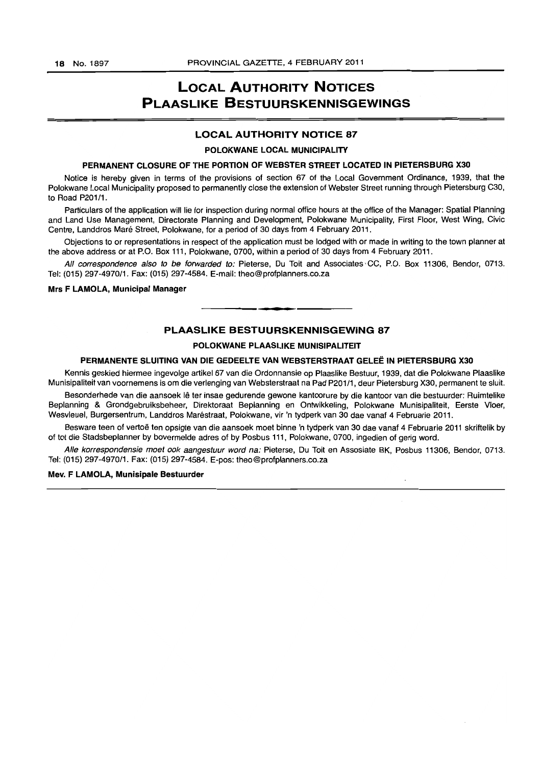# LOCAL AUTHORITY NOTICES
# PLAASLIKE BESTUURSKENNISGEWINGS

## LOCAL AUTHORITY NOTICE 87

### POLOKWANE LOCAL MUNICIPALITY

### PERMANENT CLOSURE OF THE PORTION OF WEBSTER STREET LOCATED IN PIETERSBURG X30

Notice is hereby given in terms of the provisions of section 67 of the Local Government Ordinance, 1939, that the Polokwane Local Municipality proposed to permanently close the extension of Webster Street running through Pietersburg C30, to Road P201/1.

Particulars of the application will lie for inspection during normal office hours at the office of the Manager: Spatial Planning and Land Use Management, Directorate Planning and Development, Polokwane Municipality, First Floor, West Wing, Civic Centre, Landdros Maré Street, Polokwane, for a period of 30 days from 4 February 2011.

Objections to or representations in respect of the application must be lodged with or made in writing to the town planner at the above address or at P.O. Box 111, Polokwane, 0700, within a period of 30 days from 4 February 2011.

*All correspondence also to be forwarded to:* Pieterse, Du Toit and Associates CC, P.O. Box 11306, Bendor, 0713. Tel: (015) 297-4970/1. Fax: (015) 297-4584. E-mail: theo@profplanners.co.za

**Mrs F LAMOLA, Municipal Manager**

---

## PLAASLIKE BESTUURSKENNISGEWING 87

### POLOKWANE PLAASLIKE MUNISIPALITEIT

### PERMANENTE SLUITING VAN DIE GEDEELTE VAN WEBSTERSTRAAT GELEË IN PIETERSBURG X30

Kennis geskied hiermee ingevolge artikel 67 van die Ordonnansie op Plaaslike Bestuur, 1939, dat die Polokwane Plaaslike Munisipaliteit van voornemens is om die verlenging van Websterstraat na Pad P201/1, deur Pietersburg X30, permanent te sluit.

Besonderhede van die aansoek lê ter insae gedurende gewone kantoorure by die kantoor van die bestuurder: Ruimtelike Beplanning & Grondgebruiksbeheer, Direktoraat Beplanning en Ontwikkeling, Polokwane Munisipaliteit, Eerste Vloer, Wesvleuel, Burgersentrum, Landdros Maréstraat, Polokwane, vir 'n tydperk van 30 dae vanaf 4 Februarie 2011.

Besware teen of vertoë ten opsigte van die aansoek moet binne 'n tydperk van 30 dae vanaf 4 Februarie 2011 skriftelik by of tot die Stadsbeplanner by bovermelde adres of by Posbus 111, Polokwane, 0700, ingedien of gerig word.

*Alle korrespondensie moet ook aangestuur word na:* Pieterse, Du Toit en Assosiate BK, Posbus 11306, Bendor, 0713. Tel: (015) 297-4970/1. Fax: (015) 297-4584. E-pos: theo@profplanners.co.za

**Mev. F LAMOLA, Munisipale Bestuurder**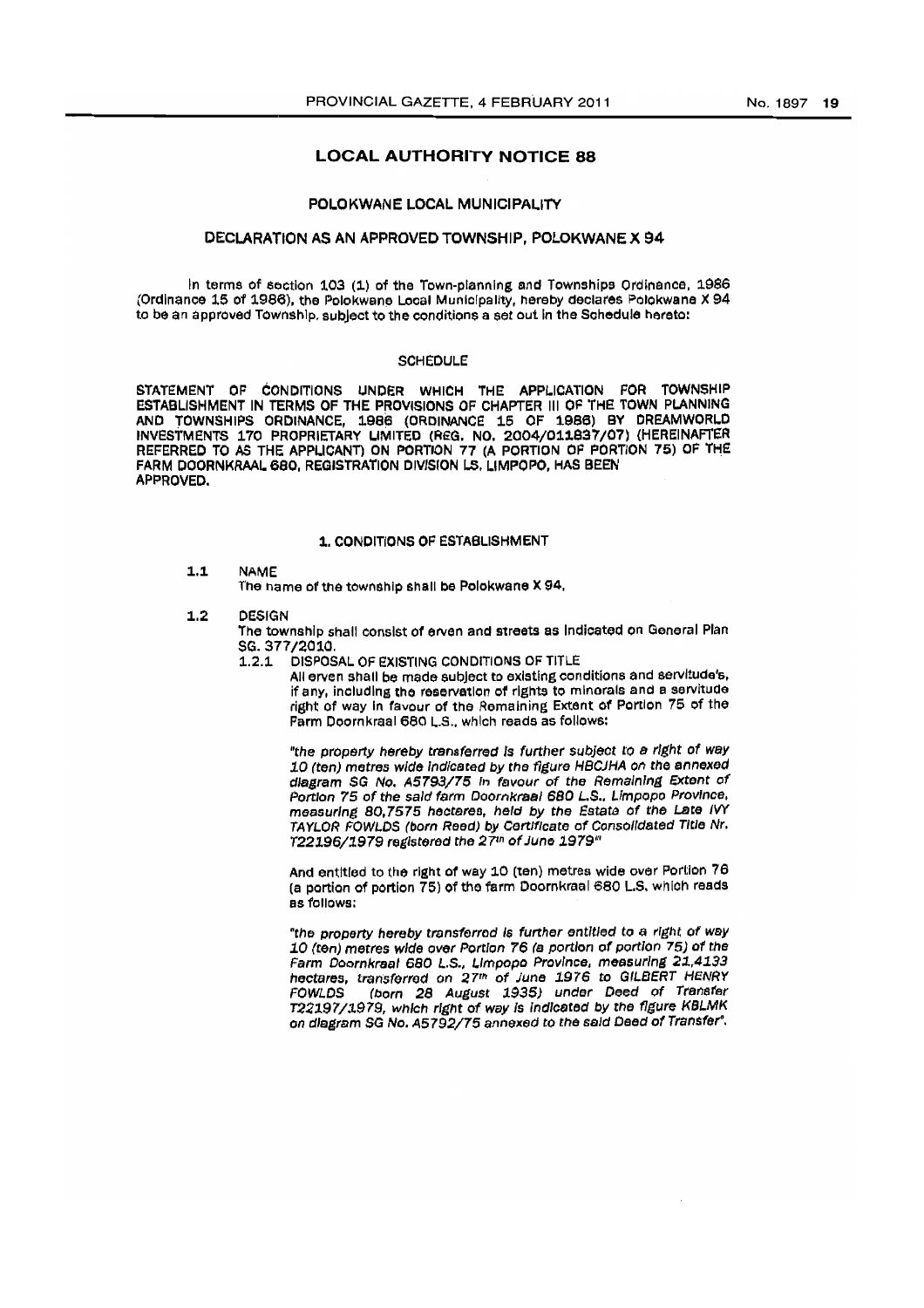## LOCAL AUTHORITY NOTICE 88

### POLOKWANE LOCAL MUNICIPALITY

### DECLARATION AS AN APPROVED TOWNSHIP, POLOKWANE X 94

In terms of section 103 (1) of the Town-planning and Townships Ordinance, 1986 (Ordinance 15 of 1986), the Polokwane Local Municipality, hereby declares Polokwane X 94 to be an approved Township, subject to the conditions a set out in the Schedule hereto:

### SCHEDULE

STATEMENT OF CONDITIONS UNDER WHICH THE APPLICATION FOR TOWNSHIP ESTABLISHMENT IN TERMS OF THE PROVISIONS OF CHAPTER III OF THE TOWN PLANNING AND TOWNSHIPS ORDINANCE, 1986 (ORDINANCE 15 OF 1986) BY DREAMWORLD INVESTMENTS 170 PROPRIETARY LIMITED (REG. NO. 2004/011837/07) (HEREINAFTER REFERRED TO AS THE APPLICANT) ON PORTION 77 (A PORTION OF PORTION 75) OF THE FARM DOORNKRAAL 680, REGISTRATION DIVISION LS, LIMPOPO, HAS BEEN APPROVED.

#### 1. CONDITIONS OF ESTABLISHMENT

1.1 NAME

The name of the township shall be Polokwane X 94.

1.2 DESIGN

The township shall consist of erven and streets as indicated on General Plan SG. 377/2010.

1.2.1 DISPOSAL OF EXISTING CONDITIONS OF TITLE

All erven shall be made subject to existing conditions and servitude's, if any, including the reservation of rights to minerals and a servitude right of way in favour of the Remaining Extent of Portion 75 of the Farm Doornkraal 680 L.S., which reads as follows:

*"the property hereby transferred is further subject to a right of way 10 (ten) metres wide indicated by the figure HBCJHA on the annexed diagram SG No. A5793/75 in favour of the Remaining Extent of Portion 75 of the said farm Doornkraal 680 L.S., Limpopo Province, measuring 80,7575 hectares, held by the Estate of the Late IVY TAYLOR FOWLDS (born Reed) by Certificate of Consolidated Title Nr. T22196/1979 registered the 27th of June 1979"*

And entitled to the right of way 10 (ten) metres wide over Portion 76 (a portion of portion 75) of the farm Doornkraal 680 L.S. which reads as follows:

*"the property hereby transferred is further entitled to a right of way 10 (ten) metres wide over Portion 76 (a portion of portion 75) of the Farm Doornkraal 680 L.S., Limpopo Province, measuring 21,4133 hectares, transferred on 27th of June 1976 to GILBERT HENRY FOWLDS (born 28 August 1935) under Deed of Transfer T22197/1979, which right of way is indicated by the figure KBLMK on diagram SG No. A5792/75 annexed to the said Deed of Transfer".*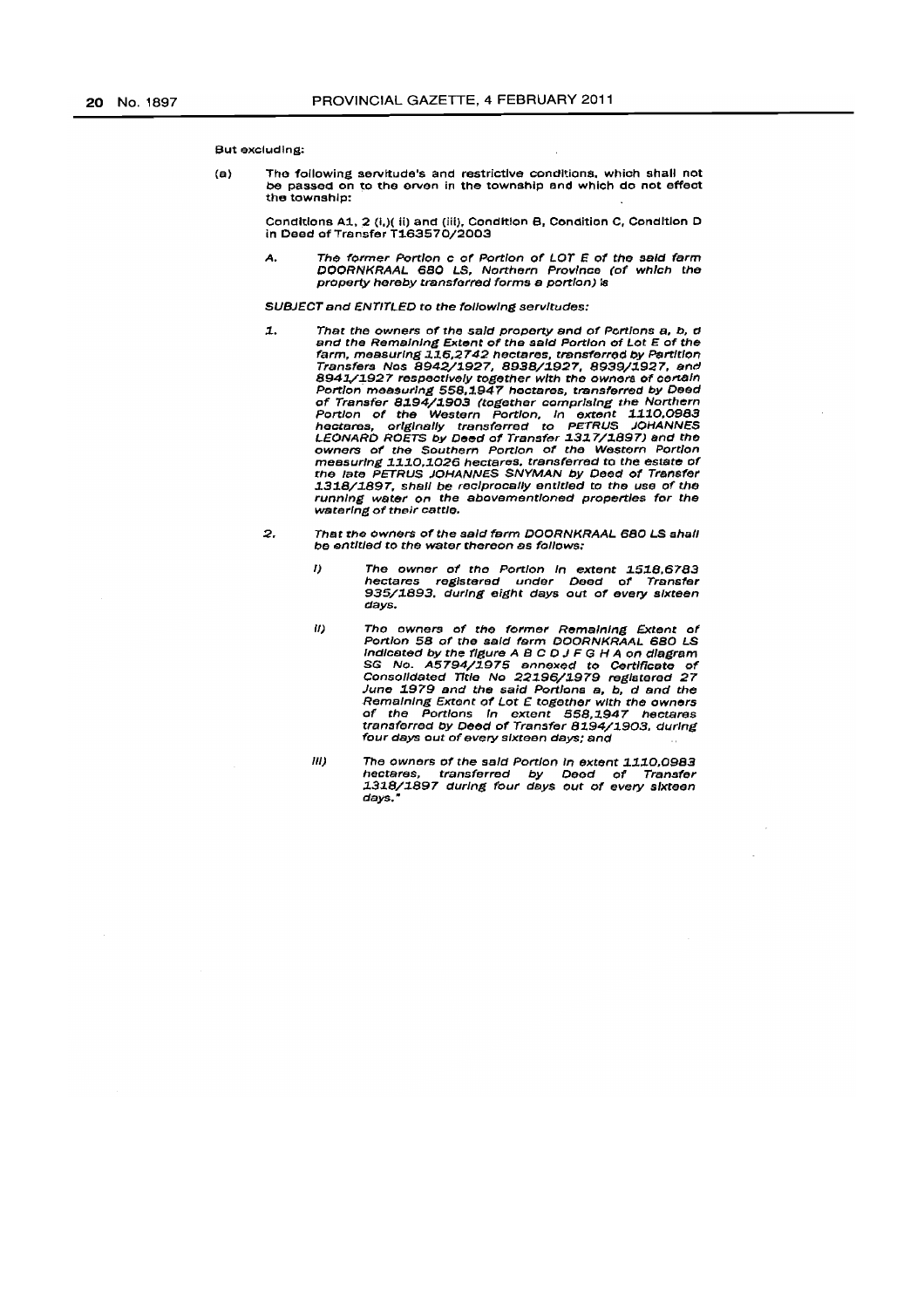But excluding:

(a) The following servitude's and restrictive conditions, which shall not be passed on to the erven in the township and which do not effect the township:

Conditions A1, 2 (i,)( ii) and (iii), Condition B, Condition C, Condition D in Deed of Transfer T163570/2003

*A. The former Portion c of Portion of LOT E of the said farm DOORNKRAAL 680 LS, Northern Province (of which the property hereby transferred forms a portion) is*

*SUBJECT and ENTITLED to the following servitudes:*

*1. That the owners of the said property and of Portions a, b, d and the Remaining Extent of the said Portion of Lot E of the farm, measuring 116,2742 hectares, transferred by Partition Transfers Nos 8942/1927, 8938/1927, 8939/1927, and 8941/1927 respectively together with the owners of certain Portion measuring 558,1947 hectares, transferred by Deed of Transfer 8194/1903 (together comprising the Northern Portion of the Western Portion, in extent 1110,0983 hectares, originally transferred to PETRUS JOHANNES LEONARD ROETS by Deed of Transfer 1317/1897) and the owners of the Southern Portion of the Western Portion measuring 1110,1026 hectares, transferred to the estate of the late PETRUS JOHANNES SNYMAN by Deed of Transfer 1318/1897, shall be reciprocally entitled to the use of the running water on the abovementioned properties for the watering of their cattle.*

*2. That the owners of the said farm DOORNKRAAL 680 LS shall be entitled to the water thereon as follows:*

*I) The owner of the Portion in extent 1518,6783 hectares registered under Deed of Transfer 935/1893, during eight days out of every sixteen days.*

*II) The owners of the former Remaining Extent of Portion 58 of the said farm DOORNKRAAL 680 LS indicated by the figure A B C D J F G H A on diagram SG No. A5794/1975 annexed to Certificate of Consolidated Title No 22196/1979 registered 27 June 1979 and the said Portions a, b, d and the Remaining Extent of Lot E together with the owners of the Portions in extent 558,1947 hectares transferred by Deed of Transfer 8194/1903, during four days out of every sixteen days; and*

*III) The owners of the said Portion in extent 1110,0983 hectares, transferred by Deed of Transfer 1318/1897 during four days out of every sixteen days."*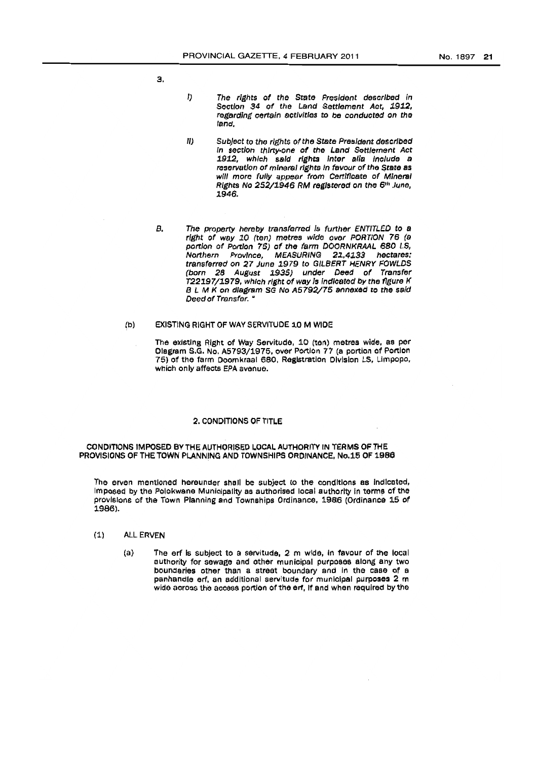3.

I) *The rights of the State President described in Section 34 of the Land Settlement Act, 1912, regarding certain activities to be conducted on the land.*

II) *Subject to the rights of the State President described in section thirty-one of the Land Settlement Act 1912, which said rights inter alia include a reservation of mineral rights in favour of the State as will more fully appear from Certificate of Mineral Rights No 252/1946 RM registered on the 6th June, 1946.*

B. *The property hereby transferred is further ENTITLED to a right of way 10 (ten) metres wide over PORTION 76 (a portion of Portion 75) of the farm DOORNKRAAL 680 LS, Northern Province, MEASURING 21,4133 hectares; transferred on 27 June 1979 to GILBERT HENRY FOWLDS (born 28 August 1935) under Deed of Transfer T22197/1979, which right of way is indicated by the figure K B L M K on diagram SG No A5792/75 annexed to the said Deed of Transfer. "*

(b) EXISTING RIGHT OF WAY SERVITUDE 10 M WIDE

The existing Right of Way Servitude, 10 (ten) metres wide, as per Diagram S.G. No. A5793/1975, over Portion 77 (a portion of Portion 75) of the farm Doornkraal 680, Registration Division LS, Limpopo, which only affects EPA avenue.

## 2. CONDITIONS OF TITLE

### CONDITIONS IMPOSED BY THE AUTHORISED LOCAL AUTHORITY IN TERMS OF THE PROVISIONS OF THE TOWN PLANNING AND TOWNSHIPS ORDINANCE, No.15 OF 1986

The erven mentioned hereunder shall be subject to the conditions as indicated, imposed by the Polokwane Municipality as authorised local authority in terms of the provisions of the Town Planning and Townships Ordinance, 1986 (Ordinance 15 of 1986).

(1) ALL ERVEN

(a) The erf is subject to a servitude, 2 m wide, in favour of the local authority for sewage and other municipal purposes along any two boundaries other than a street boundary and in the case of a panhandle erf, an additional servitude for municipal purposes 2 m wide across the access portion of the erf, if and when required by the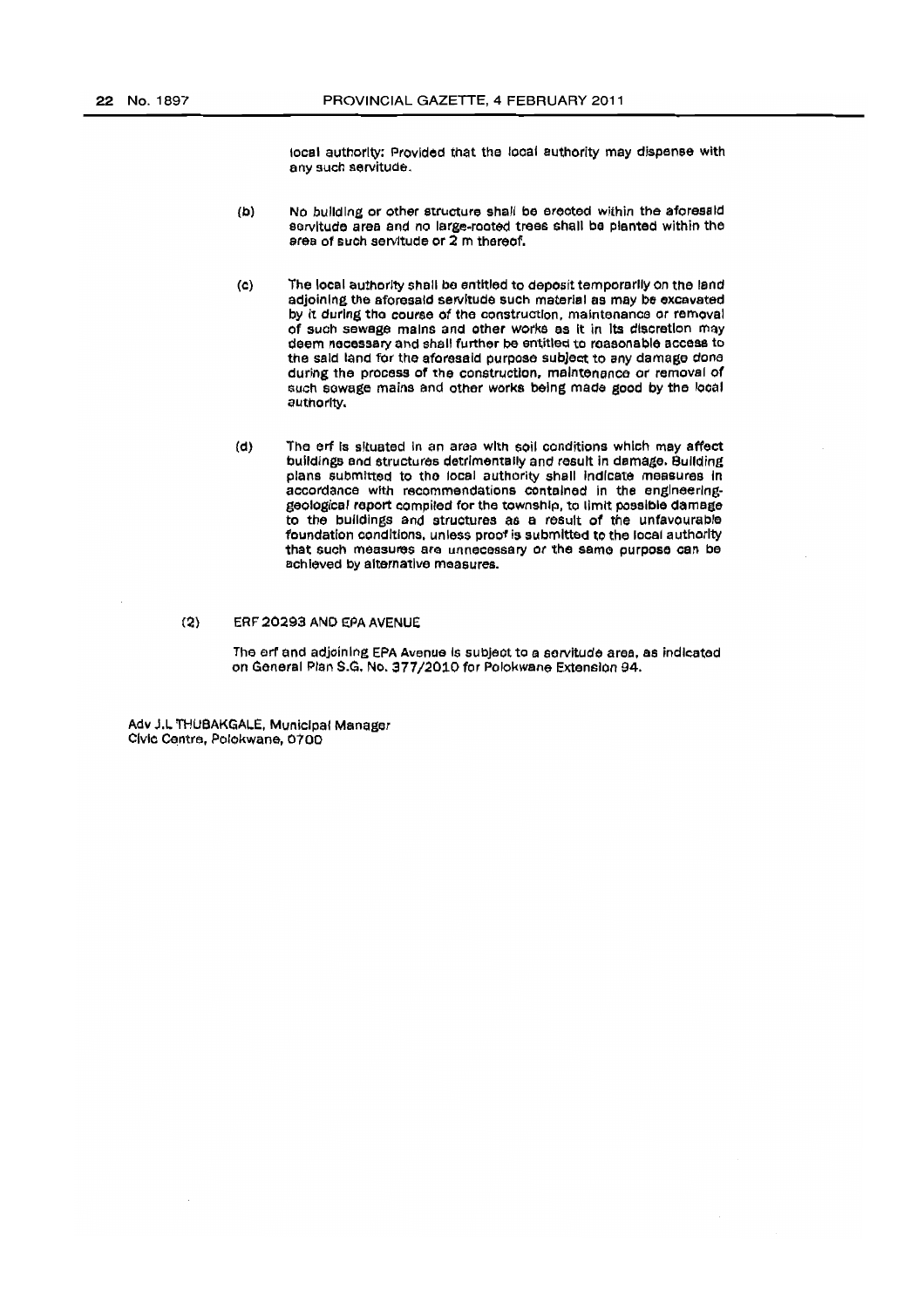local authority: Provided that the local authority may dispense with any such servitude.

(b) No building or other structure shall be erected within the aforesaid servitude area and no large-rooted trees shall be planted within the area of such servitude or 2 m thereof.

(c) The local authority shall be entitled to deposit temporarily on the land adjoining the aforesaid servitude such material as may be excavated by it during the course of the construction, maintenance or removal of such sewage mains and other works as it in its discretion may deem necessary and shall further be entitled to reasonable access to the said land for the aforesaid purpose subject to any damage done during the process of the construction, maintenance or removal of such sewage mains and other works being made good by the local authority.

(d) The erf is situated in an area with soil conditions which may affect buildings and structures detrimentally and result in damage. Building plans submitted to the local authority shall indicate measures in accordance with recommendations contained in the engineering-geological report compiled for the township, to limit possible damage to the buildings and structures as a result of the unfavourable foundation conditions, unless proof is submitted to the local authority that such measures are unnecessary or the same purpose can be achieved by alternative measures.

(2) ERF 20293 AND EPA AVENUE

The erf and adjoining EPA Avenue is subject to a servitude area, as indicated on General Plan S.G. No. 377/2010 for Polokwane Extension 94.

Adv J.L THUBAKGALE, Municipal Manager
Civic Centre, Polokwane, 0700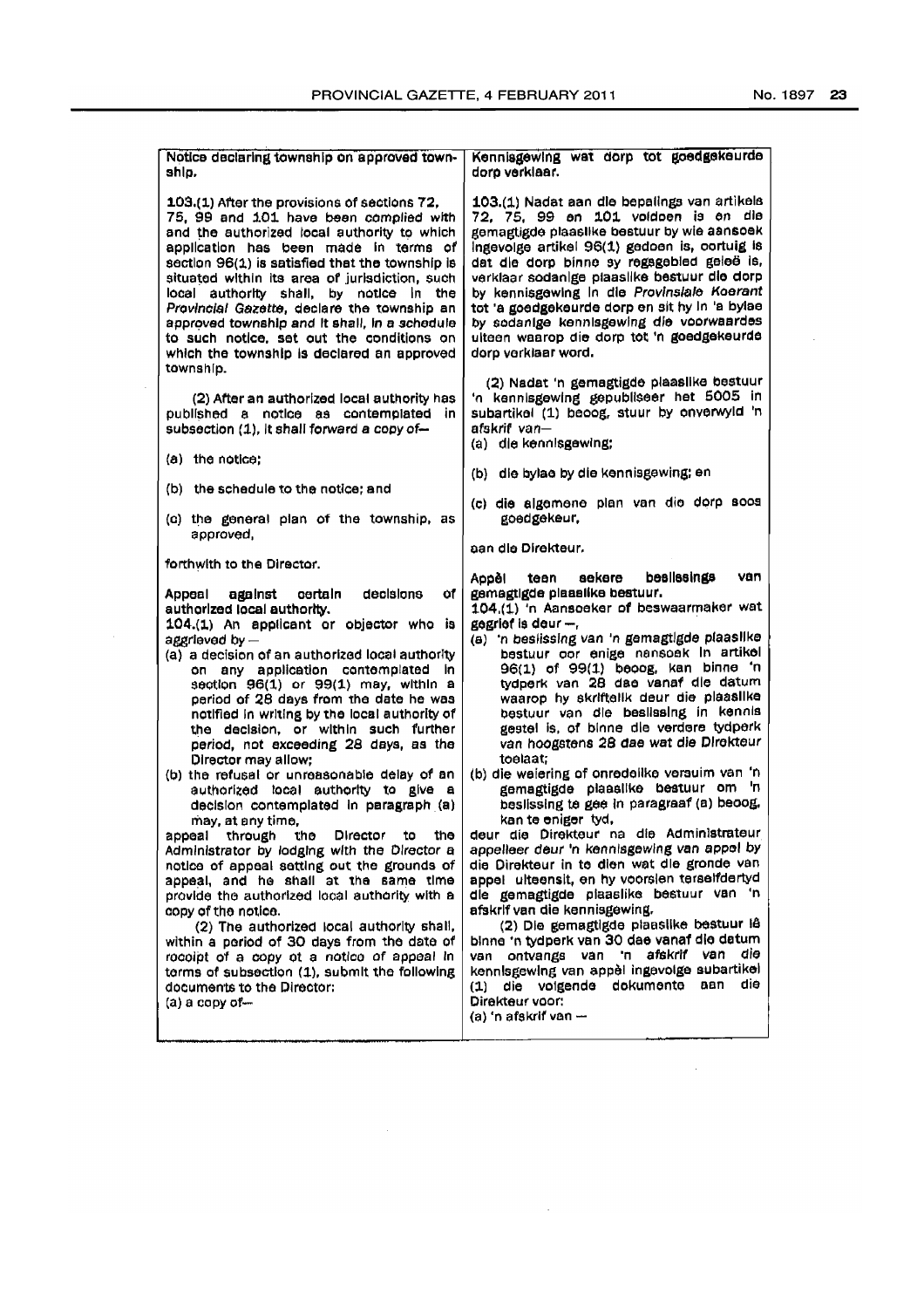**Notice declaring township on approved township.**

103.(1) After the provisions of sections 72, 75, 99 and 101 have been complied with and the authorized local authority to which application has been made in terms of section 96(1) is satisfied that the township is situated within its area of jurisdiction, such local authority shall, by notice in the *Provincial Gazette*, declare the township an approved township and it shall, in a schedule to such notice, set out the conditions on which the township is declared an approved township.

(2) After an authorized local authority has published a notice as contemplated in subsection (1), it shall forward a copy of—

(a) the notice;

(b) the schedule to the notice; and

(c) the general plan of the township, as approved,

forthwith to the Director.

**Appeal against certain decisions of authorized local authority.**

104.(1) An applicant or objector who is aggrieved by —

(a) a decision of an authorized local authority on any application contemplated in section 96(1) or 99(1) may, within a period of 28 days from the date he was notified in writing by the local authority of the decision, or within such further period, not exceeding 28 days, as the Director may allow;

(b) the refusal or unreasonable delay of an authorized local authority to give a decision contemplated in paragraph (a) may, at any time,

appeal through the Director to the Administrator by lodging with the Director a notice of appeal setting out the grounds of appeal, and he shall at the same time provide the authorized local authority with a copy of the notice.

(2) The authorized local authority shall, within a period of 30 days from the date of receipt of a copy of a notice of appeal in terms of subsection (1), submit the following documents to the Director:

(a) a copy of—

**Kennisgewing wat dorp tot goedgekeurde dorp verklaar.**

103.(1) Nadat aan die bepalings van artikels 72, 75, 99 en 101 voldoen is en die gemagtigde plaaslike bestuur by wie aansoek ingevolge artikel 96(1) gedoen is, oortuig is dat die dorp binne sy regsgebied geleë is, verklaar sodanige plaaslike bestuur die dorp by kennisgewing in die *Provinsiale Koerant* tot 'n goedgekeurde dorp en sit hy in 'n bylae by sodanige kennisgewing die voorwaardes uiteen waarop die dorp tot 'n goedgekeurde dorp verklaar word.

(2) Nadat 'n gemagtigde plaaslike bestuur 'n kennisgewing gepubliseer het 5005 in subartikel (1) beoog, stuur by onverwyld 'n afskrif van—

(a) die kennisgewing;

(b) die bylae by die kennisgewing; en

(c) die algemene plan van die dorp soos goedgekeur,

aan die Direkteur.

**Appèl teen sekere beslissings van gemagtigde plaaslike bestuur.**

104.(1) 'n Aansoeker of beswaarmaker wat gegrief is deur —,

(a) 'n beslissing van 'n gemagtigde plaaslike bestuur oor enige aansoek in artikel 96(1) of 99(1) beoog, kan binne 'n tydperk van 28 dae vanaf die datum waarop hy skriftelik deur die plaaslike bestuur van die beslissing in kennis gestel is, of binne die verdere tydperk van hoogstens 28 dae wat die Direkteur toelaat;

(b) die weiering of onredelike versuim van 'n gemagtigde plaaslike bestuur om 'n beslissing te gee in paragraaf (a) beoog, kan te eniger tyd,

deur die Direkteur na die Administrateur appelleer deur 'n kennisgewing van appel by die Direkteur in te dien wat die gronde van appel uiteensit, en hy voorsien terselfdertyd die gemagtigde plaaslike bestuur van 'n afskrif van die kennisgewing.

(2) Die gemagtigde plaaslike bestuur lê binne 'n tydperk van 30 dae vanaf die datum van ontvangs van 'n afskrif van die kennisgewing van appèl ingevolge subartikel (1) die volgende dokumente aan die Direkteur voor:

(a) 'n afskrif van —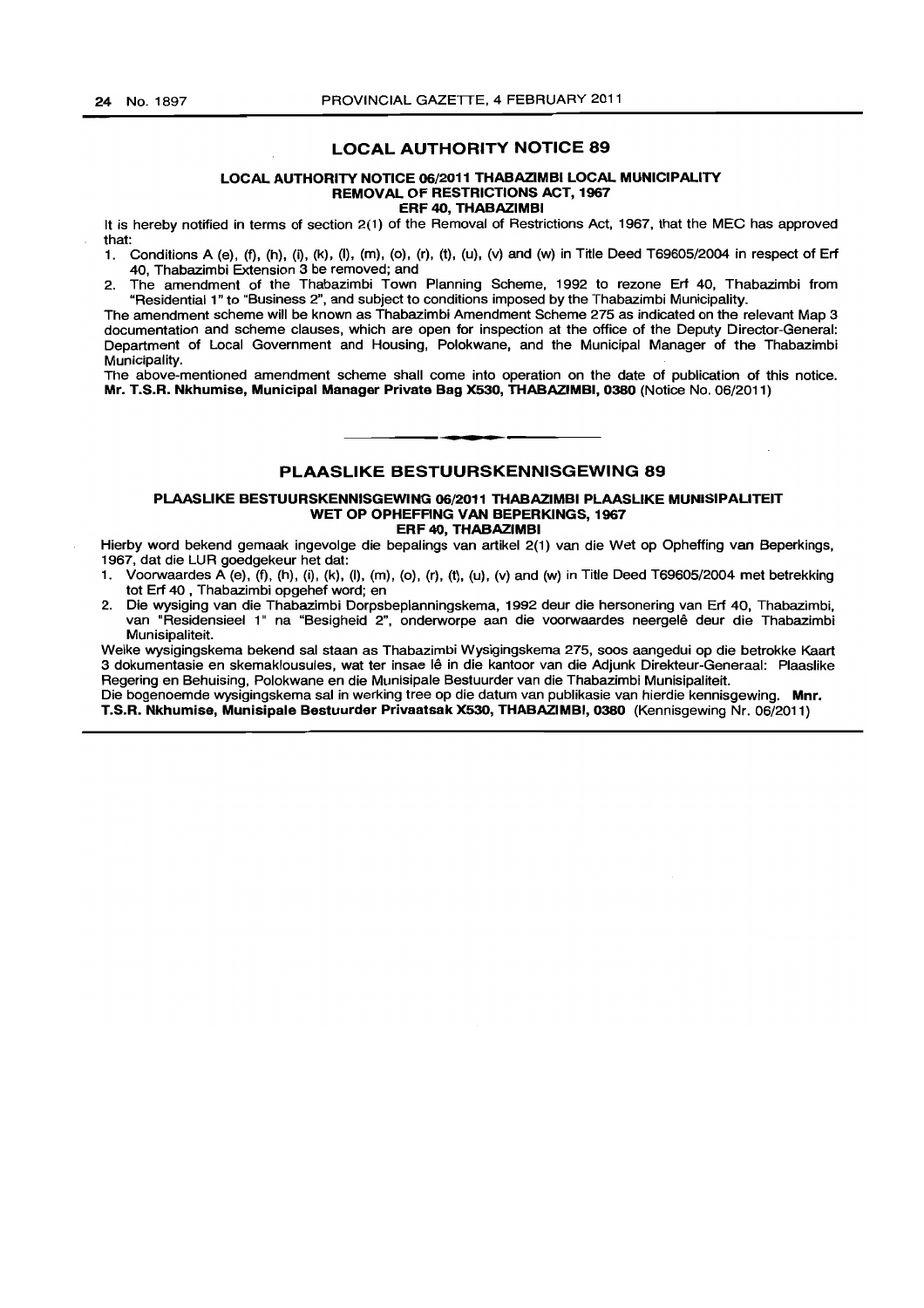## LOCAL AUTHORITY NOTICE 89

### LOCAL AUTHORITY NOTICE 06/2011 THABAZIMBI LOCAL MUNICIPALITY
### REMOVAL OF RESTRICTIONS ACT, 1967
### ERF 40, THABAZIMBI

It is hereby notified in terms of section 2(1) of the Removal of Restrictions Act, 1967, that the MEC has approved that:

1. Conditions A (e), (f), (h), (i), (k), (l), (m), (o), (r), (t), (u), (v) and (w) in Title Deed T69605/2004 in respect of Erf 40, Thabazimbi Extension 3 be removed; and
2. The amendment of the Thabazimbi Town Planning Scheme, 1992 to rezone Erf 40, Thabazimbi from "Residential 1" to "Business 2", and subject to conditions imposed by the Thabazimbi Municipality.

The amendment scheme will be known as Thabazimbi Amendment Scheme 275 as indicated on the relevant Map 3 documentation and scheme clauses, which are open for inspection at the office of the Deputy Director-General: Department of Local Government and Housing, Polokwane, and the Municipal Manager of the Thabazimbi Municipality.

The above-mentioned amendment scheme shall come into operation on the date of publication of this notice. **Mr. T.S.R. Nkhumise, Municipal Manager Private Bag X530, THABAZIMBI, 0380** (Notice No. 06/2011)

## PLAASLIKE BESTUURSKENNISGEWING 89

### PLAASLIKE BESTUURSKENNISGEWING 06/2011 THABAZIMBI PLAASLIKE MUNISIPALITEIT
### WET OP OPHEFFING VAN BEPERKINGS, 1967
### ERF 40, THABAZIMBI

Hierby word bekend gemaak ingevolge die bepalings van artikel 2(1) van die Wet op Opheffing van Beperkings, 1967, dat die LUR goedgekeur het dat:

1. Voorwaardes A (e), (f), (h), (i), (k), (l), (m), (o), (r), (t), (u), (v) and (w) in Title Deed T69605/2004 met betrekking tot Erf 40 , Thabazimbi opgehef word; en
2. Die wysiging van die Thabazimbi Dorpsbeplanningskema, 1992 deur die hersonering van Erf 40, Thabazimbi, van "Residensieel 1" na "Besigheid 2", onderworpe aan die voorwaardes neergelê deur die Thabazimbi Munisipaliteit.

Welke wysigingskema bekend sal staan as Thabazimbi Wysigingskema 275, soos aangedui op die betrokke Kaart 3 dokumentasie en skemaklousules, wat ter insae lê in die kantoor van die Adjunk Direkteur-Generaal: Plaaslike Regering en Behuising, Polokwane en die Munisipale Bestuurder van die Thabazimbi Munisipaliteit.

Die bogenoemde wysigingskema sal in werking tree op die datum van publikasie van hierdie kennisgewing. **Mnr. T.S.R. Nkhumise, Munisipale Bestuurder Privaatsak X530, THABAZIMBI, 0380** (Kennisgewing Nr. 06/2011)